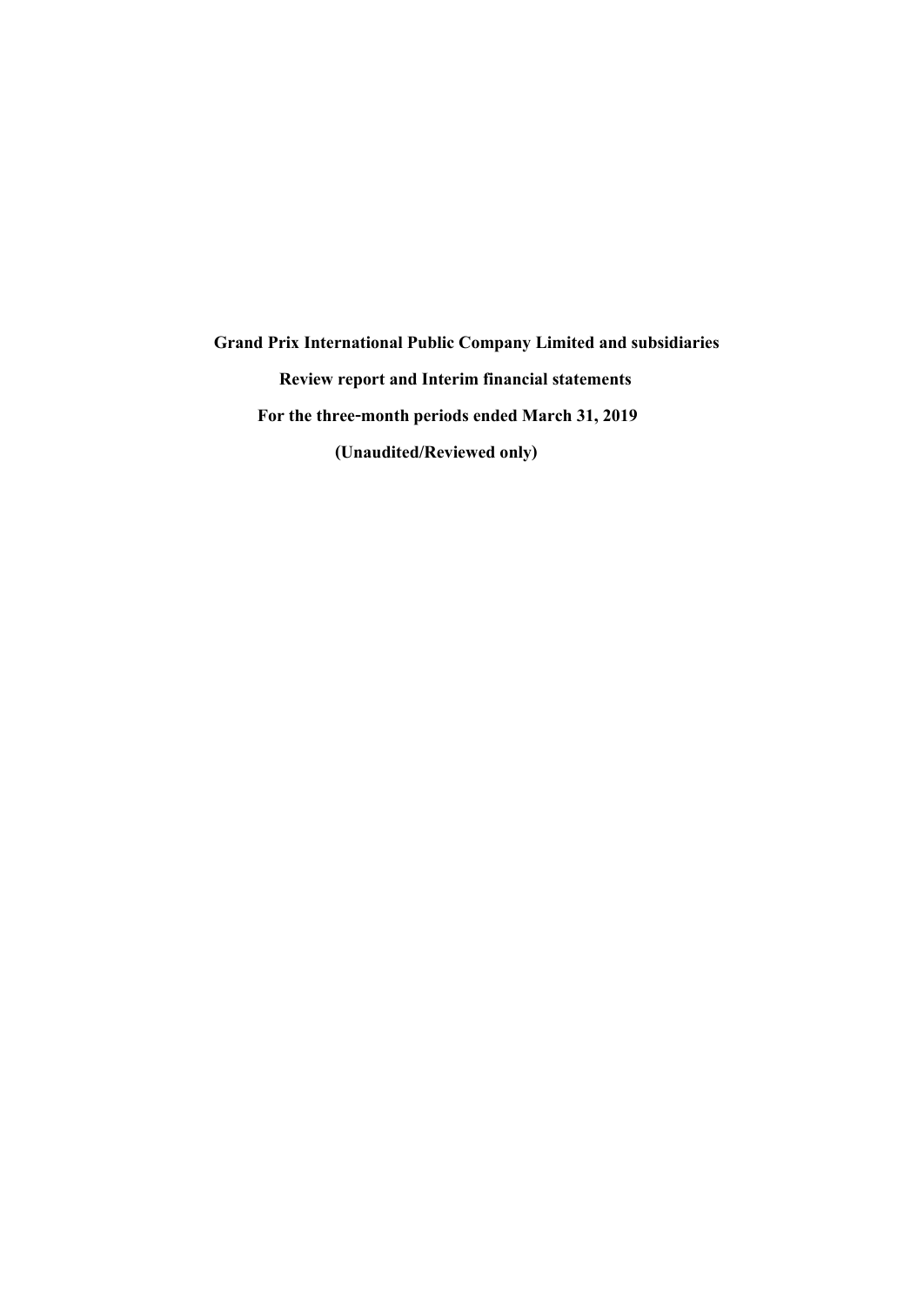**Grand Prix International Public Company Limited and subsidiaries**

**Review report and Interim financial statements**

**For the three-month periods ended March 31, 2019**

**(Unaudited/Reviewed only)**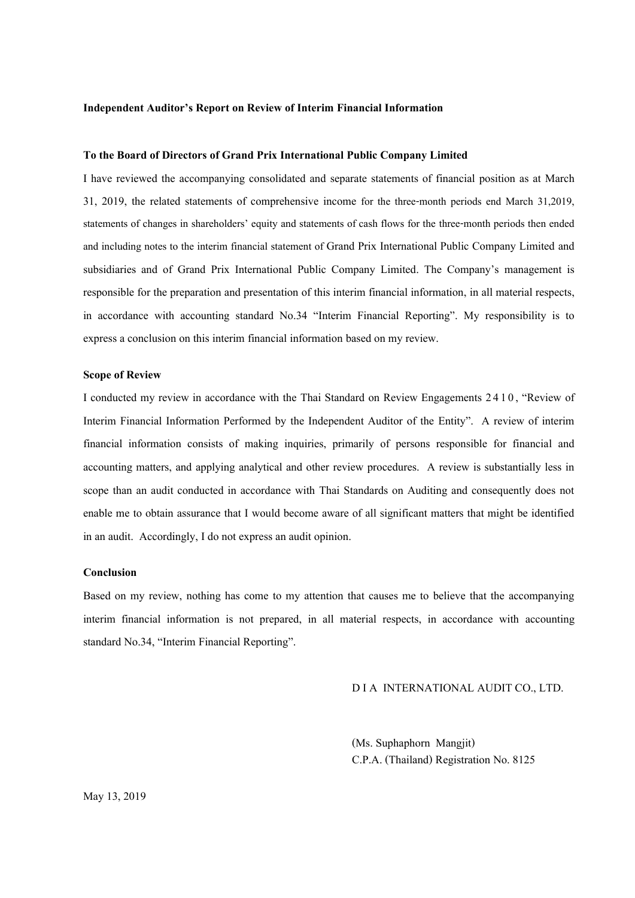**Independent Auditor's Report on Review of Interim Financial Information**

**To the Board of Directors of Grand Prix International Public Company Limited**

I have reviewed the accompanying consolidated and separate statements of financial position as at March 31, 2019, the related statements of comprehensive income for the three-month periods end March 31,2019, statements of changes in shareholders' equity and statements of cash flows for the three-month periods then ended and including notes to the interim financial statement of Grand Prix International Public Company Limited and subsidiaries and of Grand Prix International Public Company Limited. The Company's management is responsible for the preparation and presentation of this interim financial information, in all material respects, in accordance with accounting standard No.34 "Interim Financial Reporting". My responsibility is to express a conclusion on this interim financial information based on my review.

**Scope of Review**

I conducted my review in accordance with the Thai Standard on Review Engagements 2410, "Review of Interim Financial Information Performed by the Independent Auditor of the Entity". A review of interim financial information consists of making inquiries, primarily of persons responsible for financial and accounting matters, and applying analytical and other review procedures. A review is substantially less in scope than an audit conducted in accordance with Thai Standards on Auditing and consequently does not enable me to obtain assurance that I would become aware of all significant matters that might be identified in an audit. Accordingly, I do not express an audit opinion.

**Conclusion**

Based on my review, nothing has come to my attention that causes me to believe that the accompanying interim financial information is not prepared, in all material respects, in accordance with accounting standard No.34, "Interim Financial Reporting".

D I A INTERNATIONAL AUDIT CO., LTD.

(Ms. Suphaphorn Mangjit)
C.P.A. (Thailand) Registration No. 8125

May 13, 2019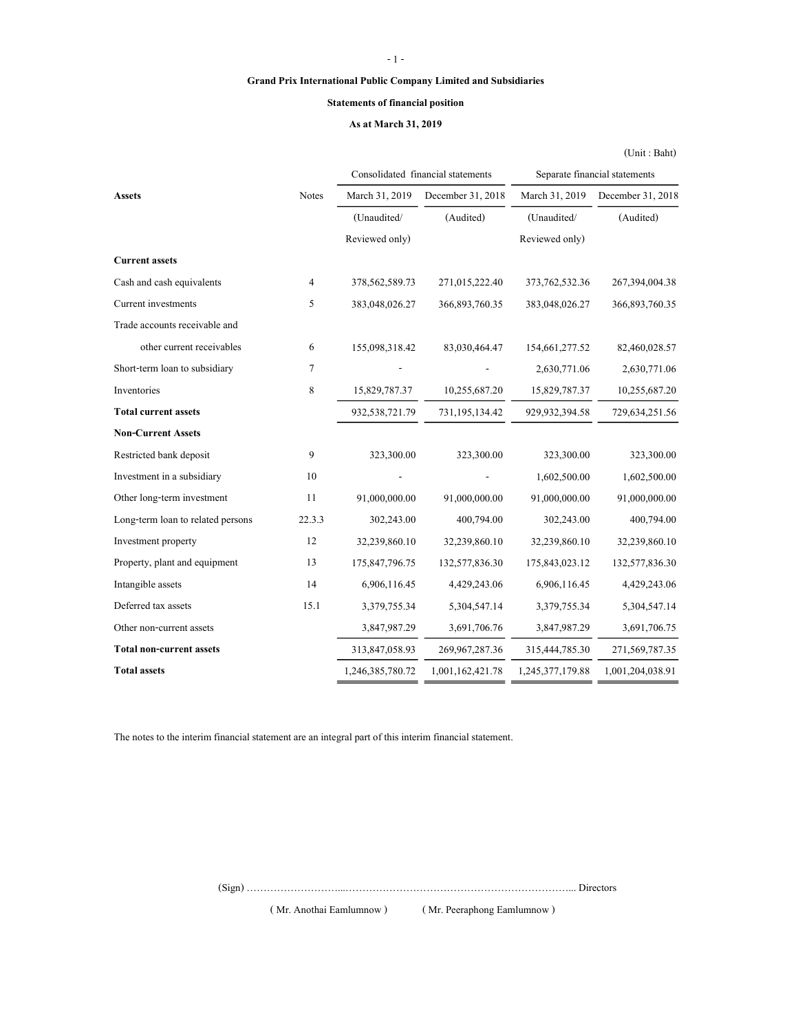**Grand Prix International Public Company Limited and Subsidiaries**

**Statements of financial position**

**As at March 31, 2019**

(Unit : Baht)

| | | Consolidated financial statements | | Separate financial statements | |
|---|---|---|---|---|---|
| **Assets** | Notes | March 31, 2019 | December 31, 2018 | March 31, 2019 | December 31, 2018 |
| | | (Unaudited/ Reviewed only) | (Audited) | (Unaudited/ Reviewed only) | (Audited) |
| **Current assets** | | | | | |
| Cash and cash equivalents | 4 | 378,562,589.73 | 271,015,222.40 | 373,762,532.36 | 267,394,004.38 |
| Current investments | 5 | 383,048,026.27 | 366,893,760.35 | 383,048,026.27 | 366,893,760.35 |
| Trade accounts receivable and other current receivables | 6 | 155,098,318.42 | 83,030,464.47 | 154,661,277.52 | 82,460,028.57 |
| Short-term loan to subsidiary | 7 | - | - | 2,630,771.06 | 2,630,771.06 |
| Inventories | 8 | 15,829,787.37 | 10,255,687.20 | 15,829,787.37 | 10,255,687.20 |
| **Total current assets** | | 932,538,721.79 | 731,195,134.42 | 929,932,394.58 | 729,634,251.56 |
| **Non-Current Assets** | | | | | |
| Restricted bank deposit | 9 | 323,300.00 | 323,300.00 | 323,300.00 | 323,300.00 |
| Investment in a subsidiary | 10 | - | - | 1,602,500.00 | 1,602,500.00 |
| Other long-term investment | 11 | 91,000,000.00 | 91,000,000.00 | 91,000,000.00 | 91,000,000.00 |
| Long-term loan to related persons | 22.3.3 | 302,243.00 | 400,794.00 | 302,243.00 | 400,794.00 |
| Investment property | 12 | 32,239,860.10 | 32,239,860.10 | 32,239,860.10 | 32,239,860.10 |
| Property, plant and equipment | 13 | 175,847,796.75 | 132,577,836.30 | 175,843,023.12 | 132,577,836.30 |
| Intangible assets | 14 | 6,906,116.45 | 4,429,243.06 | 6,906,116.45 | 4,429,243.06 |
| Deferred tax assets | 15.1 | 3,379,755.34 | 5,304,547.14 | 3,379,755.34 | 5,304,547.14 |
| Other non-current assets | | 3,847,987.29 | 3,691,706.76 | 3,847,987.29 | 3,691,706.75 |
| **Total non-current assets** | | 313,847,058.93 | 269,967,287.36 | 315,444,785.30 | 271,569,787.35 |
| **Total assets** | | 1,246,385,780.72 | 1,001,162,421.78 | 1,245,377,179.88 | 1,001,204,038.91 |

The notes to the interim financial statement are an integral part of this interim financial statement.

(Sign) …………………………...………………………………………………………... Directors

( Mr. Anothai Eamlumnow ) ( Mr. Peeraphong Eamlumnow )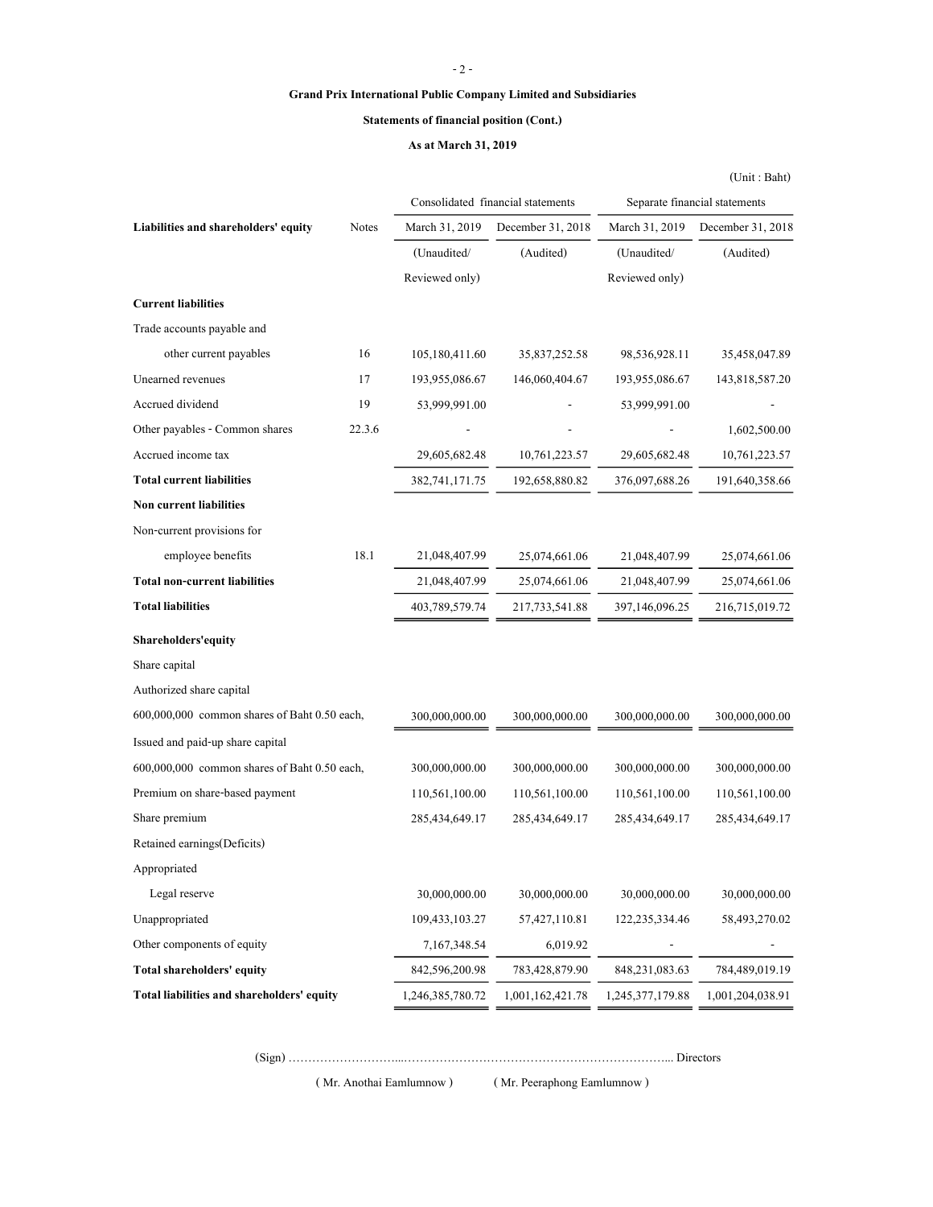**Grand Prix International Public Company Limited and Subsidiaries**

**Statements of financial position (Cont.)**

**As at March 31, 2019**

(Unit : Baht)

| Liabilities and shareholders' equity | Notes | Consolidated financial statements | | Separate financial statements | |
|---|---|---|---|---|---|
| | | March 31, 2019 | December 31, 2018 | March 31, 2019 | December 31, 2018 |
| | | (Unaudited/ Reviewed only) | (Audited) | (Unaudited/ Reviewed only) | (Audited) |
| **Current liabilities** | | | | | |
| Trade accounts payable and other current payables | 16 | 105,180,411.60 | 35,837,252.58 | 98,536,928.11 | 35,458,047.89 |
| Unearned revenues | 17 | 193,955,086.67 | 146,060,404.67 | 193,955,086.67 | 143,818,587.20 |
| Accrued dividend | 19 | 53,999,991.00 | - | 53,999,991.00 | - |
| Other payables - Common shares | 22.3.6 | - | - | - | 1,602,500.00 |
| Accrued income tax | | 29,605,682.48 | 10,761,223.57 | 29,605,682.48 | 10,761,223.57 |
| **Total current liabilities** | | 382,741,171.75 | 192,658,880.82 | 376,097,688.26 | 191,640,358.66 |
| **Non current liabilities** | | | | | |
| Non-current provisions for employee benefits | 18.1 | 21,048,407.99 | 25,074,661.06 | 21,048,407.99 | 25,074,661.06 |
| **Total non-current liabilities** | | 21,048,407.99 | 25,074,661.06 | 21,048,407.99 | 25,074,661.06 |
| **Total liabilities** | | 403,789,579.74 | 217,733,541.88 | 397,146,096.25 | 216,715,019.72 |
| **Shareholders'equity** | | | | | |
| Share capital | | | | | |
| Authorized share capital | | | | | |
| 600,000,000 common shares of Baht 0.50 each, | | 300,000,000.00 | 300,000,000.00 | 300,000,000.00 | 300,000,000.00 |
| Issued and paid-up share capital | | | | | |
| 600,000,000 common shares of Baht 0.50 each, | | 300,000,000.00 | 300,000,000.00 | 300,000,000.00 | 300,000,000.00 |
| Premium on share-based payment | | 110,561,100.00 | 110,561,100.00 | 110,561,100.00 | 110,561,100.00 |
| Share premium | | 285,434,649.17 | 285,434,649.17 | 285,434,649.17 | 285,434,649.17 |
| Retained earnings(Deficits) | | | | | |
| Appropriated | | | | | |
| Legal reserve | | 30,000,000.00 | 30,000,000.00 | 30,000,000.00 | 30,000,000.00 |
| Unappropriated | | 109,433,103.27 | 57,427,110.81 | 122,235,334.46 | 58,493,270.02 |
| Other components of equity | | 7,167,348.54 | 6,019.92 | - | - |
| **Total shareholders' equity** | | 842,596,200.98 | 783,428,879.90 | 848,231,083.63 | 784,489,019.19 |
| **Total liabilities and shareholders' equity** | | 1,246,385,780.72 | 1,001,162,421.78 | 1,245,377,179.88 | 1,001,204,038.91 |

(Sign) ……………………………………………………………………………… Directors

( Mr. Anothai Eamlumnow ) ( Mr. Peeraphong Eamlumnow )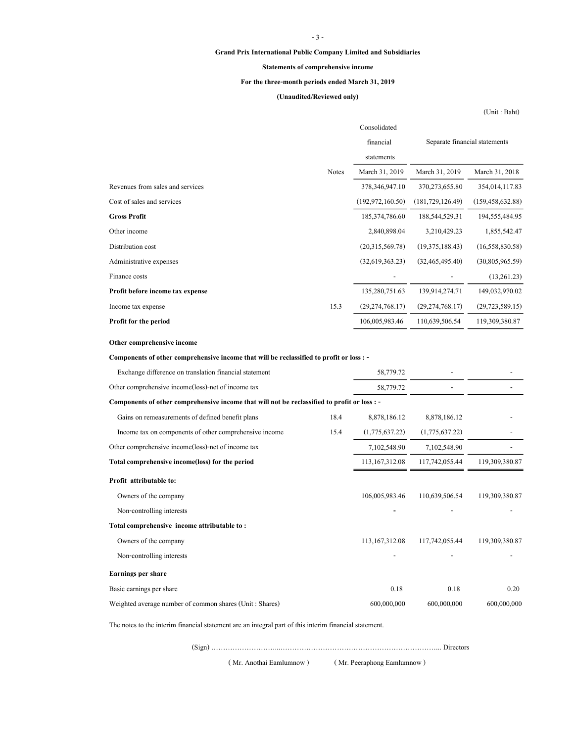**Grand Prix International Public Company Limited and Subsidiaries**

**Statements of comprehensive income**

**For the three-month periods ended March 31, 2019**

**(Unaudited/Reviewed only)**

(Unit : Baht)

| | Notes | Consolidated financial statements | Separate financial statements | |
|---|---|---|---|---|
| | | March 31, 2019 | March 31, 2019 | March 31, 2018 |
| Revenues from sales and services | | 378,346,947.10 | 370,273,655.80 | 354,014,117.83 |
| Cost of sales and services | | (192,972,160.50) | (181,729,126.49) | (159,458,632.88) |
| **Gross Profit** | | 185,374,786.60 | 188,544,529.31 | 194,555,484.95 |
| Other income | | 2,840,898.04 | 3,210,429.23 | 1,855,542.47 |
| Distribution cost | | (20,315,569.78) | (19,375,188.43) | (16,558,830.58) |
| Administrative expenses | | (32,619,363.23) | (32,465,495.40) | (30,805,965.59) |
| Finance costs | | - | - | (13,261.23) |
| **Profit before income tax expense** | | 135,280,751.63 | 139,914,274.71 | 149,032,970.02 |
| Income tax expense | 15.3 | (29,274,768.17) | (29,274,768.17) | (29,723,589.15) |
| **Profit for the period** | | 106,005,983.46 | 110,639,506.54 | 119,309,380.87 |
| **Other comprehensive income** | | | | |
| **Components of other comprehensive income that will be reclassified to profit or loss : -** | | | | |
| Exchange difference on translation financial statement | | 58,779.72 | - | - |
| Other comprehensive income(loss)-net of income tax | | 58,779.72 | - | - |
| **Components of other comprehensive income that will not be reclassified to profit or loss : -** | | | | |
| Gains on remeasurements of defined benefit plans | 18.4 | 8,878,186.12 | 8,878,186.12 | - |
| Income tax on components of other comprehensive income | 15.4 | (1,775,637.22) | (1,775,637.22) | - |
| Other comprehensive income(loss)-net of income tax | | 7,102,548.90 | 7,102,548.90 | - |
| **Total comprehensive income(loss) for the period** | | 113,167,312.08 | 117,742,055.44 | 119,309,380.87 |
| **Profit attributable to:** | | | | |
| Owners of the company | | 106,005,983.46 | 110,639,506.54 | 119,309,380.87 |
| Non-controlling interests | | - | - | - |
| **Total comprehensive income attributable to :** | | | | |
| Owners of the company | | 113,167,312.08 | 117,742,055.44 | 119,309,380.87 |
| Non-controlling interests | | - | - | - |
| **Earnings per share** | | | | |
| Basic earnings per share | | 0.18 | 0.18 | 0.20 |
| Weighted average number of common shares (Unit : Shares) | | 600,000,000 | 600,000,000 | 600,000,000 |

The notes to the interim financial statement are an integral part of this interim financial statement.

(Sign) ………………………..……………………………………………………….. Directors

( Mr. Anothai Eamlumnow ) ( Mr. Peeraphong Eamlumnow )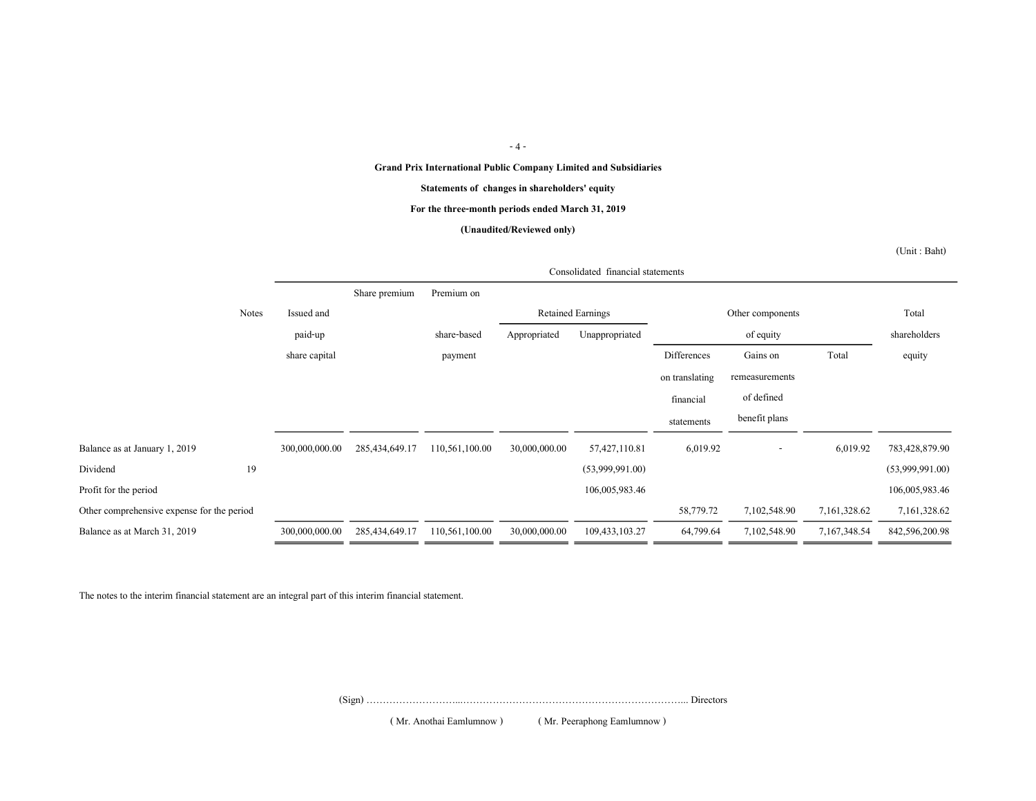**Grand Prix International Public Company Limited and Subsidiaries**

**Statements of changes in shareholders' equity**

**For the three-month periods ended March 31, 2019**

**(Unaudited/Reviewed only)**

(Unit : Baht)

| | | Consolidated financial statements | | | | | | | | |
|---|---|---|---|---|---|---|---|---|---|---|
| | Notes | Issued and paid-up share capital | Share premium | Premium on share-based payment | Retained Earnings | | Other components of equity | | | Total shareholders equity |
| | | | | | Appropriated | Unappropriated | Differences on translating financial statements | Gains on remeasurements of defined benefit plans | Total | |
| Balance as at January 1, 2019 | | 300,000,000.00 | 285,434,649.17 | 110,561,100.00 | 30,000,000.00 | 57,427,110.81 | 6,019.92 | - | 6,019.92 | 783,428,879.90 |
| Dividend | 19 | | | | | (53,999,991.00) | | | | (53,999,991.00) |
| Profit for the period | | | | | | 106,005,983.46 | | | | 106,005,983.46 |
| Other comprehensive expense for the period | | | | | | | 58,779.72 | 7,102,548.90 | 7,161,328.62 | 7,161,328.62 |
| Balance as at March 31, 2019 | | 300,000,000.00 | 285,434,649.17 | 110,561,100.00 | 30,000,000.00 | 109,433,103.27 | 64,799.64 | 7,102,548.90 | 7,167,348.54 | 842,596,200.98 |

The notes to the interim financial statement are an integral part of this interim financial statement.

(Sign) ………………………...……………………………………………………….... Directors

( Mr. Anothai Eamlumnow ) ( Mr. Peeraphong Eamlumnow )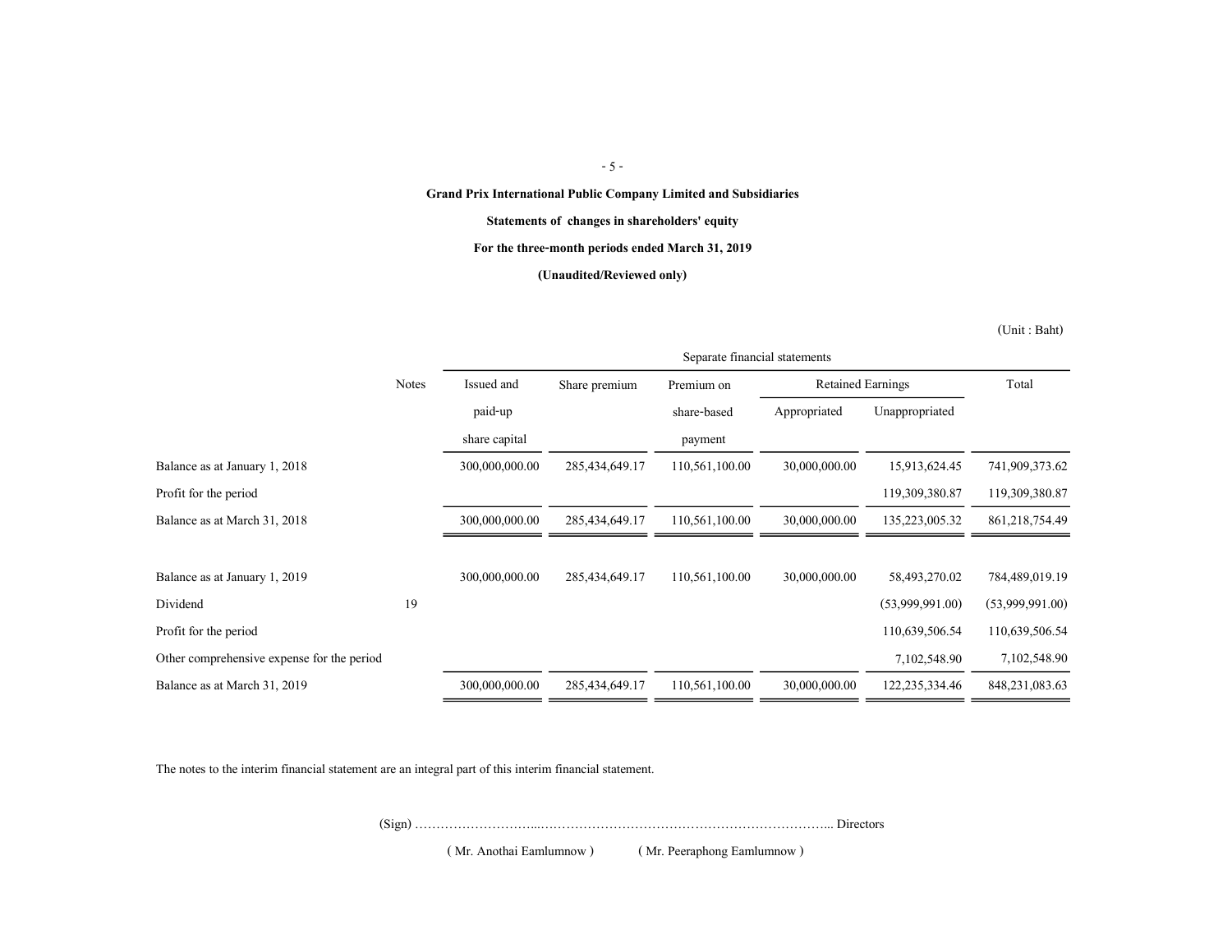**Grand Prix International Public Company Limited and Subsidiaries**

**Statements of changes in shareholders' equity**

**For the three-month periods ended March 31, 2019**

**(Unaudited/Reviewed only)**

(Unit : Baht)

| | Notes | Separate financial statements | | | | | |
|---|---|---|---|---|---|---|---|
| | | Issued and paid-up share capital | Share premium | Premium on share-based payment | Retained Earnings | | Total |
| | | | | | Appropriated | Unappropriated | |
| Balance as at January 1, 2018 | | 300,000,000.00 | 285,434,649.17 | 110,561,100.00 | 30,000,000.00 | 15,913,624.45 | 741,909,373.62 |
| Profit for the period | | | | | | 119,309,380.87 | 119,309,380.87 |
| Balance as at March 31, 2018 | | 300,000,000.00 | 285,434,649.17 | 110,561,100.00 | 30,000,000.00 | 135,223,005.32 | 861,218,754.49 |
| | | | | | | | |
| Balance as at January 1, 2019 | | 300,000,000.00 | 285,434,649.17 | 110,561,100.00 | 30,000,000.00 | 58,493,270.02 | 784,489,019.19 |
| Dividend | 19 | | | | | (53,999,991.00) | (53,999,991.00) |
| Profit for the period | | | | | | 110,639,506.54 | 110,639,506.54 |
| Other comprehensive expense for the period | | | | | | 7,102,548.90 | 7,102,548.90 |
| Balance as at March 31, 2019 | | 300,000,000.00 | 285,434,649.17 | 110,561,100.00 | 30,000,000.00 | 122,235,334.46 | 848,231,083.63 |

The notes to the interim financial statement are an integral part of this interim financial statement.

(Sign) …………………………...…………………………………………………………... Directors

( Mr. Anothai Eamlumnow ) ( Mr. Peeraphong Eamlumnow )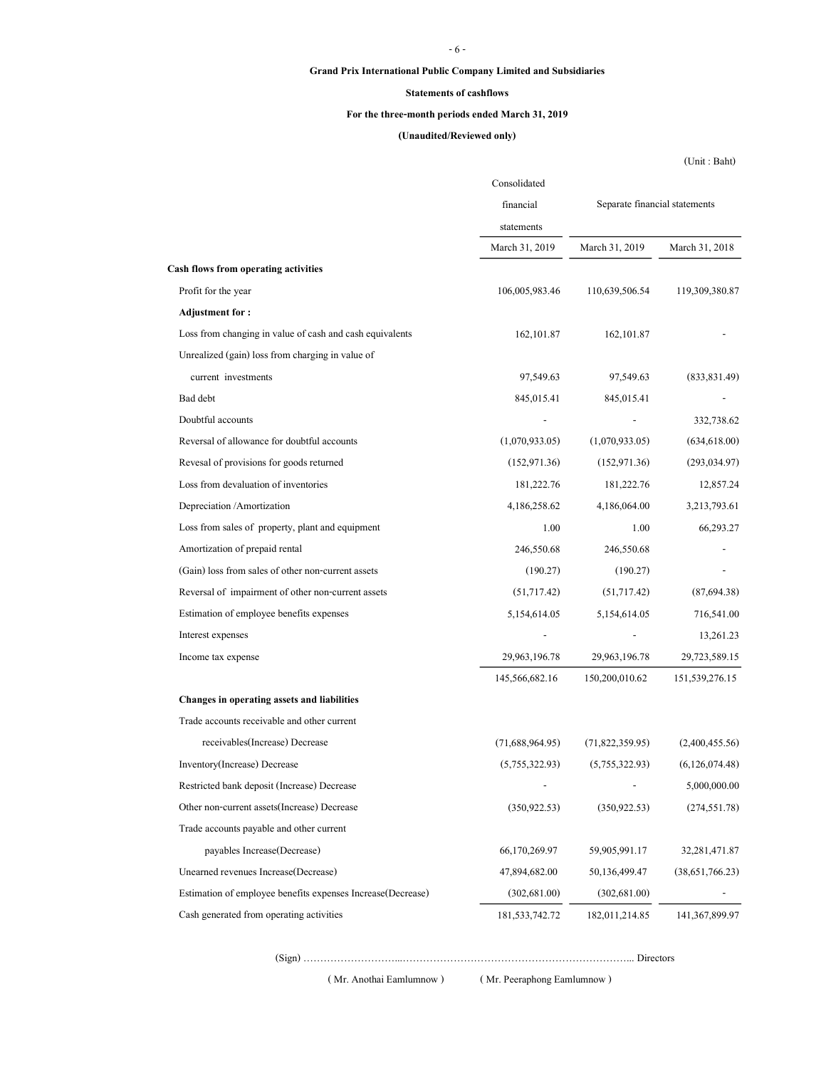**Grand Prix International Public Company Limited and Subsidiaries**

**Statements of cashflows**

**For the three-month periods ended March 31, 2019**

**(Unaudited/Reviewed only)**

(Unit : Baht)

| | Consolidated financial statements | Separate financial statements | |
|---|---|---|---|
| | March 31, 2019 | March 31, 2019 | March 31, 2018 |
| **Cash flows from operating activities** | | | |
| Profit for the year | 106,005,983.46 | 110,639,506.54 | 119,309,380.87 |
| **Adjustment for :** | | | |
| Loss from changing in value of cash and cash equivalents | 162,101.87 | 162,101.87 | - |
| Unrealized (gain) loss from charging in value of current investments | 97,549.63 | 97,549.63 | (833,831.49) |
| Bad debt | 845,015.41 | 845,015.41 | - |
| Doubtful accounts | - | - | 332,738.62 |
| Reversal of allowance for doubtful accounts | (1,070,933.05) | (1,070,933.05) | (634,618.00) |
| Revesal of provisions for goods returned | (152,971.36) | (152,971.36) | (293,034.97) |
| Loss from devaluation of inventories | 181,222.76 | 181,222.76 | 12,857.24 |
| Depreciation /Amortization | 4,186,258.62 | 4,186,064.00 | 3,213,793.61 |
| Loss from sales of property, plant and equipment | 1.00 | 1.00 | 66,293.27 |
| Amortization of prepaid rental | 246,550.68 | 246,550.68 | - |
| (Gain) loss from sales of other non-current assets | (190.27) | (190.27) | - |
| Reversal of impairment of other non-current assets | (51,717.42) | (51,717.42) | (87,694.38) |
| Estimation of employee benefits expenses | 5,154,614.05 | 5,154,614.05 | 716,541.00 |
| Interest expenses | - | - | 13,261.23 |
| Income tax expense | 29,963,196.78 | 29,963,196.78 | 29,723,589.15 |
| | 145,566,682.16 | 150,200,010.62 | 151,539,276.15 |
| **Changes in operating assets and liabilities** | | | |
| Trade accounts receivable and other current receivables(Increase) Decrease | (71,688,964.95) | (71,822,359.95) | (2,400,455.56) |
| Inventory(Increase) Decrease | (5,755,322.93) | (5,755,322.93) | (6,126,074.48) |
| Restricted bank deposit (Increase) Decrease | - | - | 5,000,000.00 |
| Other non-current assets(Increase) Decrease | (350,922.53) | (350,922.53) | (274,551.78) |
| Trade accounts payable and other current payables Increase(Decrease) | 66,170,269.97 | 59,905,991.17 | 32,281,471.87 |
| Unearned revenues Increase(Decrease) | 47,894,682.00 | 50,136,499.47 | (38,651,766.23) |
| Estimation of employee benefits expenses Increase(Decrease) | (302,681.00) | (302,681.00) | - |
| Cash generated from operating activities | 181,533,742.72 | 182,011,214.85 | 141,367,899.97 |

(Sign) ……………………...………………………………………………………….. Directors

( Mr. Anothai Eamlumnow ) ( Mr. Peeraphong Eamlumnow )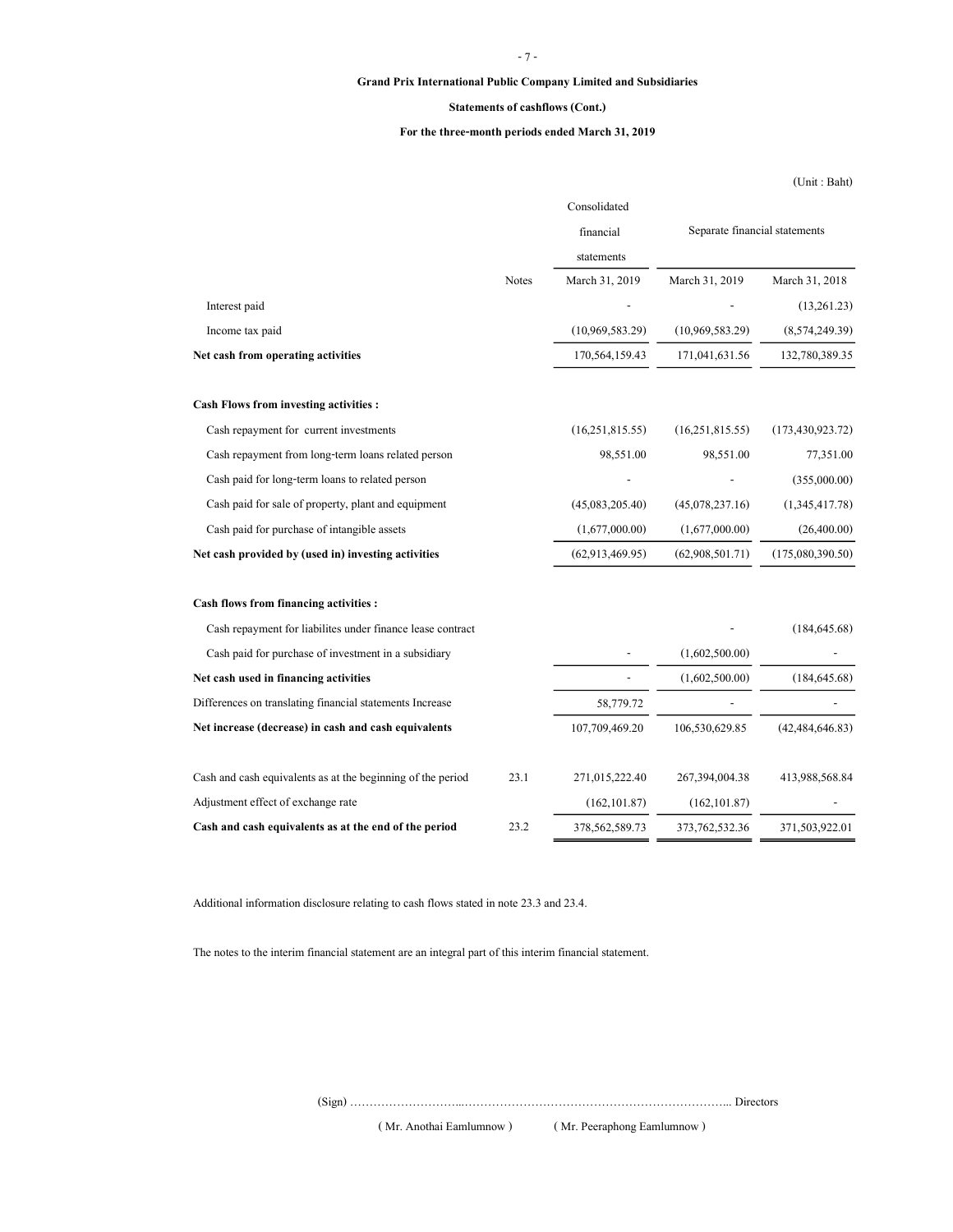**Grand Prix International Public Company Limited and Subsidiaries**

**Statements of cashflows (Cont.)**

**For the three-month periods ended March 31, 2019**

(Unit : Baht)

| | Notes | Consolidated financial statements | Separate financial statements | |
|---|---|---|---|---|
| | | March 31, 2019 | March 31, 2019 | March 31, 2018 |
| Interest paid | | - | - | (13,261.23) |
| Income tax paid | | (10,969,583.29) | (10,969,583.29) | (8,574,249.39) |
| **Net cash from operating activities** | | 170,564,159.43 | 171,041,631.56 | 132,780,389.35 |
| | | | | |
| **Cash Flows from investing activities :** | | | | |
| Cash repayment for current investments | | (16,251,815.55) | (16,251,815.55) | (173,430,923.72) |
| Cash repayment from long-term loans related person | | 98,551.00 | 98,551.00 | 77,351.00 |
| Cash paid for long-term loans to related person | | - | - | (355,000.00) |
| Cash paid for sale of property, plant and equipment | | (45,083,205.40) | (45,078,237.16) | (1,345,417.78) |
| Cash paid for purchase of intangible assets | | (1,677,000.00) | (1,677,000.00) | (26,400.00) |
| **Net cash provided by (used in) investing activities** | | (62,913,469.95) | (62,908,501.71) | (175,080,390.50) |
| | | | | |
| **Cash flows from financing activities :** | | | | |
| Cash repayment for liabilites under finance lease contract | | | - | (184,645.68) |
| Cash paid for purchase of investment in a subsidiary | | - | (1,602,500.00) | - |
| **Net cash used in financing activities** | | - | (1,602,500.00) | (184,645.68) |
| Differences on translating financial statements Increase | | 58,779.72 | - | - |
| **Net increase (decrease) in cash and cash equivalents** | | 107,709,469.20 | 106,530,629.85 | (42,484,646.83) |
| | | | | |
| Cash and cash equivalents as at the beginning of the period | 23.1 | 271,015,222.40 | 267,394,004.38 | 413,988,568.84 |
| Adjustment effect of exchange rate | | (162,101.87) | (162,101.87) | - |
| **Cash and cash equivalents as at the end of the period** | 23.2 | 378,562,589.73 | 373,762,532.36 | 371,503,922.01 |

Additional information disclosure relating to cash flows stated in note 23.3 and 23.4.

The notes to the interim financial statement are an integral part of this interim financial statement.

(Sign) ……………………...…………………………………………………………….. Directors

( Mr. Anothai Eamlumnow ) ( Mr. Peeraphong Eamlumnow )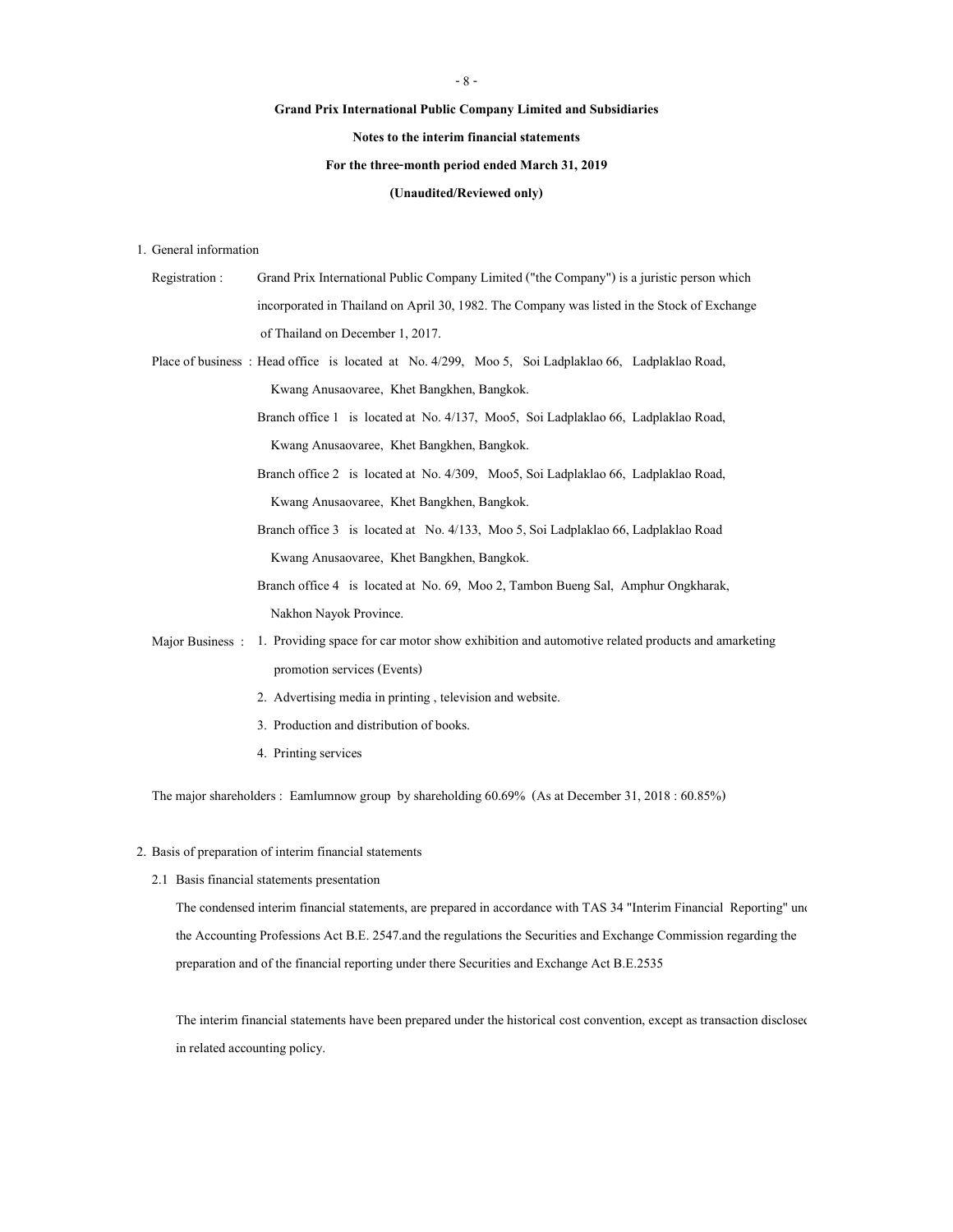**Grand Prix International Public Company Limited and Subsidiaries**

**Notes to the interim financial statements**

**For the three-month period ended March 31, 2019**

**(Unaudited/Reviewed only)**

1. General information

Registration : Grand Prix International Public Company Limited ("the Company") is a juristic person which incorporated in Thailand on April 30, 1982. The Company was listed in the Stock of Exchange of Thailand on December 1, 2017.

Place of business : Head office is located at No. 4/299, Moo 5, Soi Ladplaklao 66, Ladplaklao Road, Kwang Anusaovaree, Khet Bangkhen, Bangkok.

Branch office 1 is located at No. 4/137, Moo5, Soi Ladplaklao 66, Ladplaklao Road, Kwang Anusaovaree, Khet Bangkhen, Bangkok.

Branch office 2 is located at No. 4/309, Moo5, Soi Ladplaklao 66, Ladplaklao Road, Kwang Anusaovaree, Khet Bangkhen, Bangkok.

Branch office 3 is located at No. 4/133, Moo 5, Soi Ladplaklao 66, Ladplaklao Road Kwang Anusaovaree, Khet Bangkhen, Bangkok.

Branch office 4 is located at No. 69, Moo 2, Tambon Bueng Sal, Amphur Ongkharak, Nakhon Nayok Province.

Major Business :
1. Providing space for car motor show exhibition and automotive related products and amarketing promotion services (Events)
2. Advertising media in printing , television and website.
3. Production and distribution of books.
4. Printing services

The major shareholders : Eamlumnow group by shareholding 60.69% (As at December 31, 2018 : 60.85%)

2. Basis of preparation of interim financial statements

2.1 Basis financial statements presentation

The condensed interim financial statements, are prepared in accordance with TAS 34 "Interim Financial Reporting" und the Accounting Professions Act B.E. 2547.and the regulations the Securities and Exchange Commission regarding the preparation and of the financial reporting under there Securities and Exchange Act B.E.2535

The interim financial statements have been prepared under the historical cost convention, except as transaction disclosed in related accounting policy.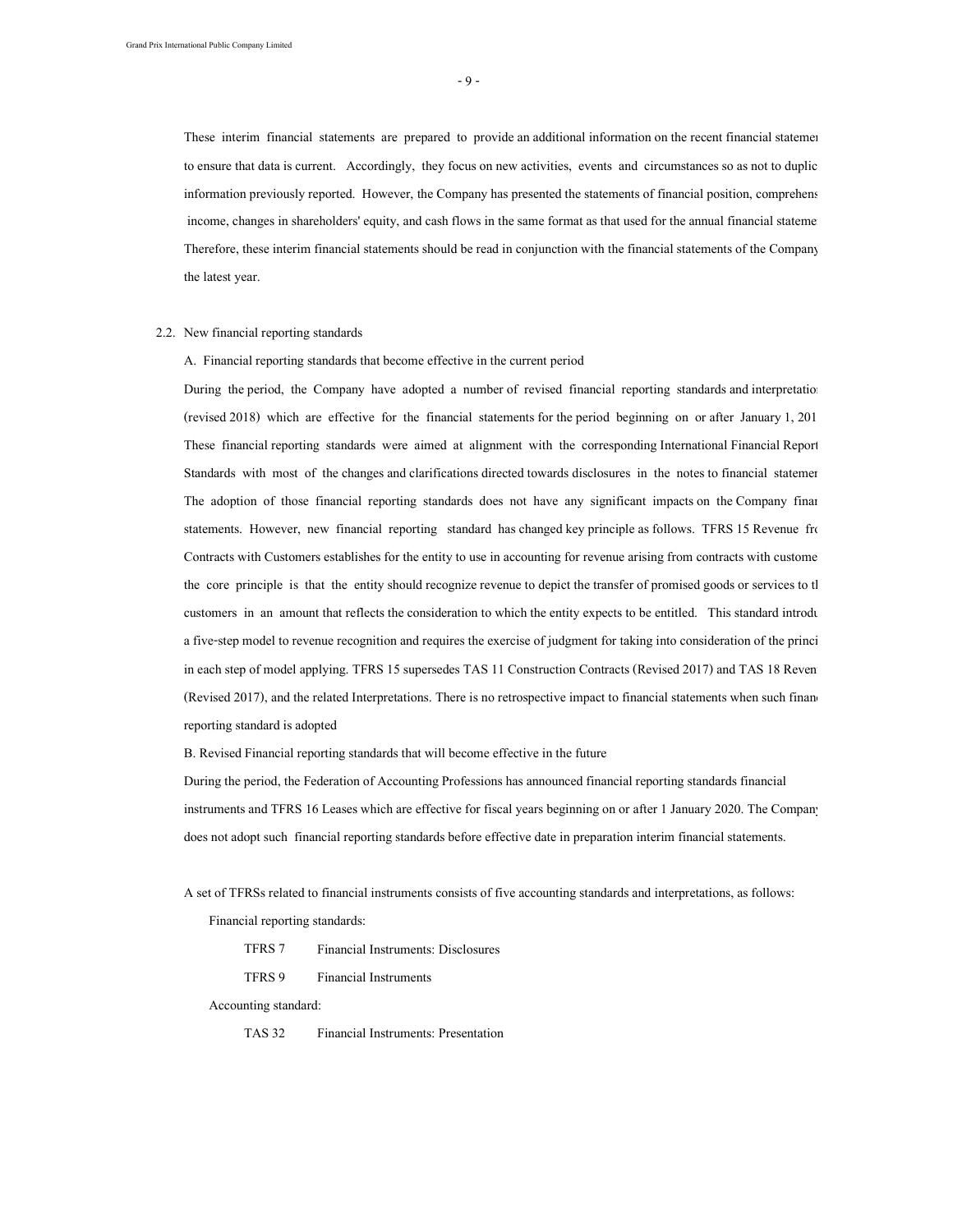These interim financial statements are prepared to provide an additional information on the recent financial statemer to ensure that data is current. Accordingly, they focus on new activities, events and circumstances so as not to duplic information previously reported. However, the Company has presented the statements of financial position, comprehens income, changes in shareholders' equity, and cash flows in the same format as that used for the annual financial stateme Therefore, these interim financial statements should be read in conjunction with the financial statements of the Company the latest year.

2.2. New financial reporting standards

A. Financial reporting standards that become effective in the current period

During the period, the Company have adopted a number of revised financial reporting standards and interpretatio (revised 2018) which are effective for the financial statements for the period beginning on or after January 1, 201 These financial reporting standards were aimed at alignment with the corresponding International Financial Report Standards with most of the changes and clarifications directed towards disclosures in the notes to financial statemer The adoption of those financial reporting standards does not have any significant impacts on the Company finar statements. However, new financial reporting standard has changed key principle as follows. TFRS 15 Revenue fro Contracts with Customers establishes for the entity to use in accounting for revenue arising from contracts with custome the core principle is that the entity should recognize revenue to depict the transfer of promised goods or services to tl customers in an amount that reflects the consideration to which the entity expects to be entitled. This standard introdu a five-step model to revenue recognition and requires the exercise of judgment for taking into consideration of the princi in each step of model applying. TFRS 15 supersedes TAS 11 Construction Contracts (Revised 2017) and TAS 18 Reven (Revised 2017), and the related Interpretations. There is no retrospective impact to financial statements when such finan reporting standard is adopted

B. Revised Financial reporting standards that will become effective in the future

During the period, the Federation of Accounting Professions has announced financial reporting standards financial instruments and TFRS 16 Leases which are effective for fiscal years beginning on or after 1 January 2020. The Company does not adopt such financial reporting standards before effective date in preparation interim financial statements.

A set of TFRSs related to financial instruments consists of five accounting standards and interpretations, as follows:

Financial reporting standards:

- TFRS 7 Financial Instruments: Disclosures
- TFRS 9 Financial Instruments

Accounting standard:

- TAS 32 Financial Instruments: Presentation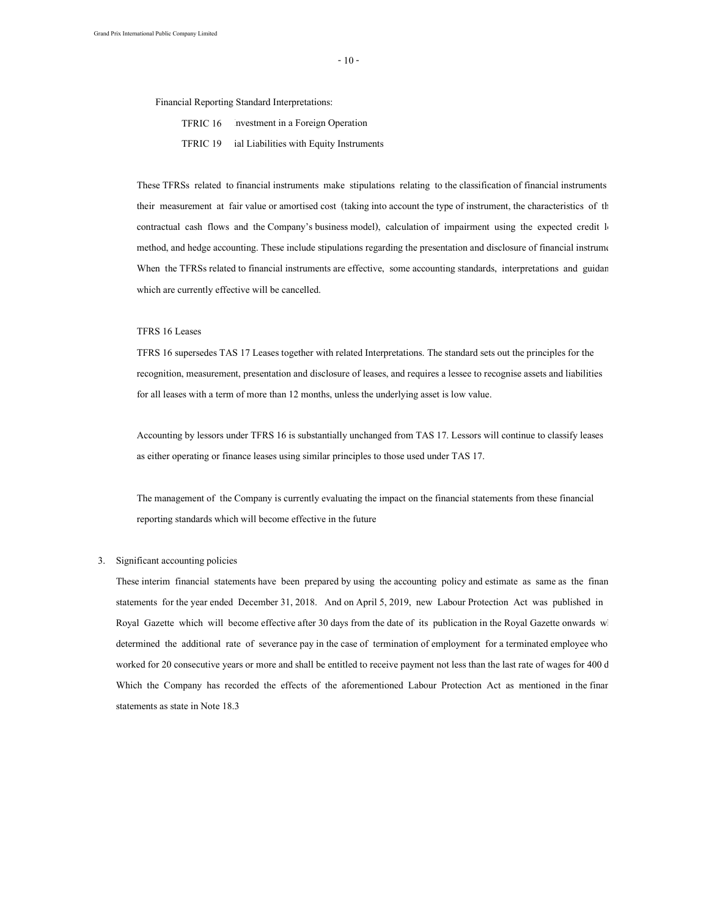Financial Reporting Standard Interpretations:

TFRIC 16  nvestment in a Foreign Operation

TFRIC 19  ial Liabilities with Equity Instruments

These TFRSs related to financial instruments make stipulations relating to the classification of financial instruments their measurement at fair value or amortised cost (taking into account the type of instrument, the characteristics of th contractual cash flows and the Company's business model), calculation of impairment using the expected credit l method, and hedge accounting. These include stipulations regarding the presentation and disclosure of financial instrum When the TFRSs related to financial instruments are effective, some accounting standards, interpretations and guidan which are currently effective will be cancelled.

TFRS 16 Leases

TFRS 16 supersedes TAS 17 Leases together with related Interpretations. The standard sets out the principles for the recognition, measurement, presentation and disclosure of leases, and requires a lessee to recognise assets and liabilities for all leases with a term of more than 12 months, unless the underlying asset is low value.

Accounting by lessors under TFRS 16 is substantially unchanged from TAS 17. Lessors will continue to classify leases as either operating or finance leases using similar principles to those used under TAS 17.

The management of the Company is currently evaluating the impact on the financial statements from these financial reporting standards which will become effective in the future

3. Significant accounting policies

These interim financial statements have been prepared by using the accounting policy and estimate as same as the finan statements for the year ended December 31, 2018. And on April 5, 2019, new Labour Protection Act was published in Royal Gazette which will become effective after 30 days from the date of its publication in the Royal Gazette onwards w determined the additional rate of severance pay in the case of termination of employment for a terminated employee who worked for 20 consecutive years or more and shall be entitled to receive payment not less than the last rate of wages for 400 d Which the Company has recorded the effects of the aforementioned Labour Protection Act as mentioned in the finar statements as state in Note 18.3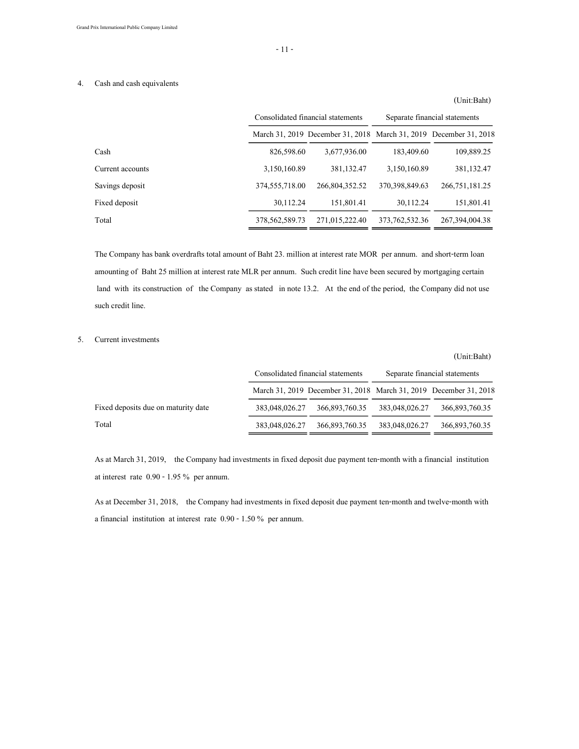## 4. Cash and cash equivalents

(Unit:Baht)

| | Consolidated financial statements | | Separate financial statements | |
|---|---|---|---|---|
| | March 31, 2019 | December 31, 2018 | March 31, 2019 | December 31, 2018 |
| Cash | 826,598.60 | 3,677,936.00 | 183,409.60 | 109,889.25 |
| Current accounts | 3,150,160.89 | 381,132.47 | 3,150,160.89 | 381,132.47 |
| Savings deposit | 374,555,718.00 | 266,804,352.52 | 370,398,849.63 | 266,751,181.25 |
| Fixed deposit | 30,112.24 | 151,801.41 | 30,112.24 | 151,801.41 |
| Total | 378,562,589.73 | 271,015,222.40 | 373,762,532.36 | 267,394,004.38 |

The Company has bank overdrafts total amount of Baht 23. million at interest rate MOR per annum. and short-term loan amounting of Baht 25 million at interest rate MLR per annum. Such credit line have been secured by mortgaging certain land with its construction of the Company as stated in note 13.2. At the end of the period, the Company did not use such credit line.

## 5. Current investments

(Unit:Baht)

| | Consolidated financial statements | | Separate financial statements | |
|---|---|---|---|---|
| | March 31, 2019 | December 31, 2018 | March 31, 2019 | December 31, 2018 |
| Fixed deposits due on maturity date | 383,048,026.27 | 366,893,760.35 | 383,048,026.27 | 366,893,760.35 |
| Total | 383,048,026.27 | 366,893,760.35 | 383,048,026.27 | 366,893,760.35 |

As at March 31, 2019, the Company had investments in fixed deposit due payment ten-month with a financial institution at interest rate 0.90 - 1.95 % per annum.

As at December 31, 2018, the Company had investments in fixed deposit due payment ten-month and twelve-month with a financial institution at interest rate 0.90 - 1.50 % per annum.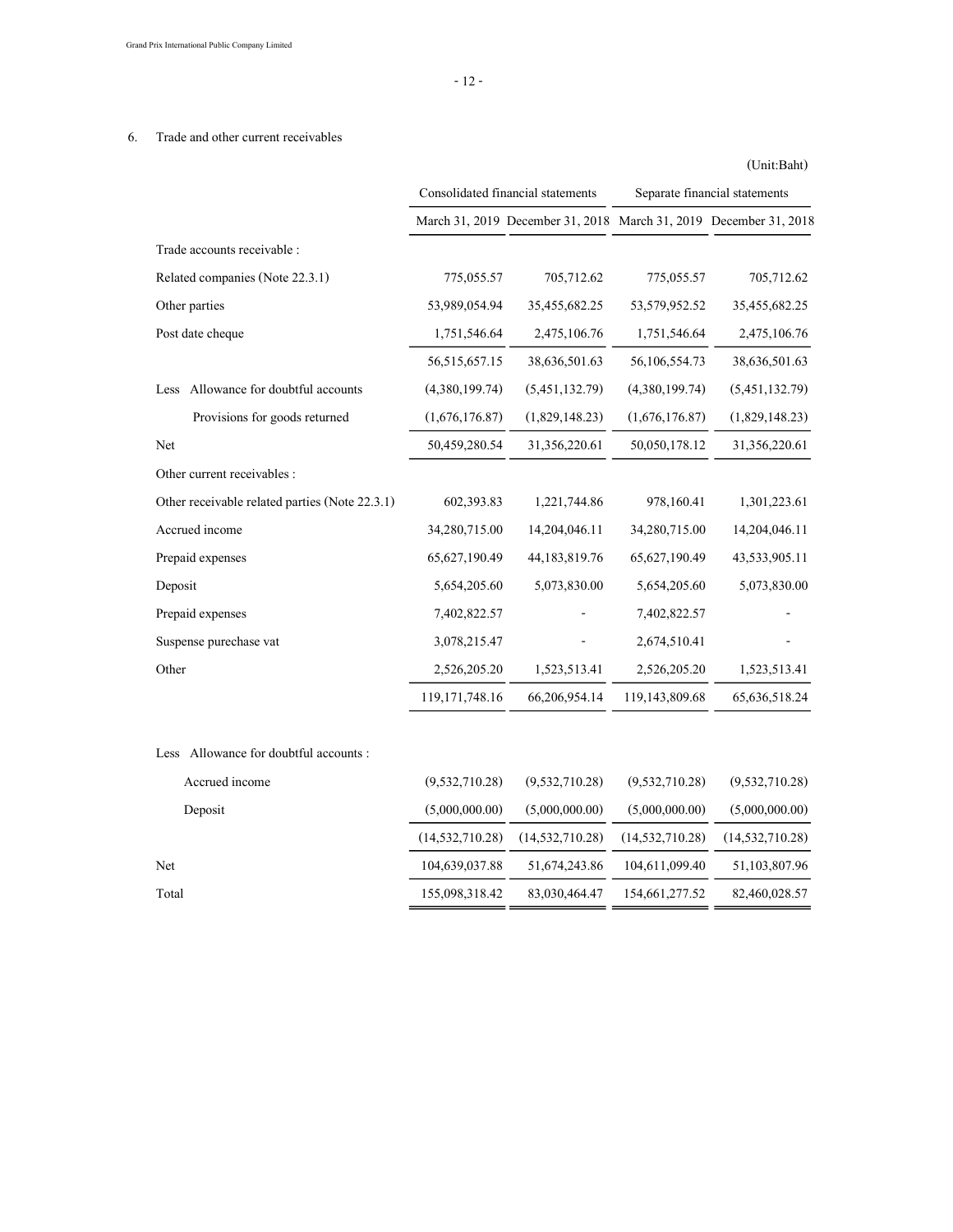## 6. Trade and other current receivables

(Unit:Baht)

| | Consolidated financial statements | | Separate financial statements | |
|---|---|---|---|---|
| | March 31, 2019 | December 31, 2018 | March 31, 2019 | December 31, 2018 |
| Trade accounts receivable : | | | | |
| Related companies (Note 22.3.1) | 775,055.57 | 705,712.62 | 775,055.57 | 705,712.62 |
| Other parties | 53,989,054.94 | 35,455,682.25 | 53,579,952.52 | 35,455,682.25 |
| Post date cheque | 1,751,546.64 | 2,475,106.76 | 1,751,546.64 | 2,475,106.76 |
| | 56,515,657.15 | 38,636,501.63 | 56,106,554.73 | 38,636,501.63 |
| Less Allowance for doubtful accounts | (4,380,199.74) | (5,451,132.79) | (4,380,199.74) | (5,451,132.79) |
| Provisions for goods returned | (1,676,176.87) | (1,829,148.23) | (1,676,176.87) | (1,829,148.23) |
| Net | 50,459,280.54 | 31,356,220.61 | 50,050,178.12 | 31,356,220.61 |
| Other current receivables : | | | | |
| Other receivable related parties (Note 22.3.1) | 602,393.83 | 1,221,744.86 | 978,160.41 | 1,301,223.61 |
| Accrued income | 34,280,715.00 | 14,204,046.11 | 34,280,715.00 | 14,204,046.11 |
| Prepaid expenses | 65,627,190.49 | 44,183,819.76 | 65,627,190.49 | 43,533,905.11 |
| Deposit | 5,654,205.60 | 5,073,830.00 | 5,654,205.60 | 5,073,830.00 |
| Prepaid expenses | 7,402,822.57 | - | 7,402,822.57 | - |
| Suspense purechase vat | 3,078,215.47 | - | 2,674,510.41 | - |
| Other | 2,526,205.20 | 1,523,513.41 | 2,526,205.20 | 1,523,513.41 |
| | 119,171,748.16 | 66,206,954.14 | 119,143,809.68 | 65,636,518.24 |
| Less Allowance for doubtful accounts : | | | | |
| Accrued income | (9,532,710.28) | (9,532,710.28) | (9,532,710.28) | (9,532,710.28) |
| Deposit | (5,000,000.00) | (5,000,000.00) | (5,000,000.00) | (5,000,000.00) |
| | (14,532,710.28) | (14,532,710.28) | (14,532,710.28) | (14,532,710.28) |
| Net | 104,639,037.88 | 51,674,243.86 | 104,611,099.40 | 51,103,807.96 |
| Total | 155,098,318.42 | 83,030,464.47 | 154,661,277.52 | 82,460,028.57 |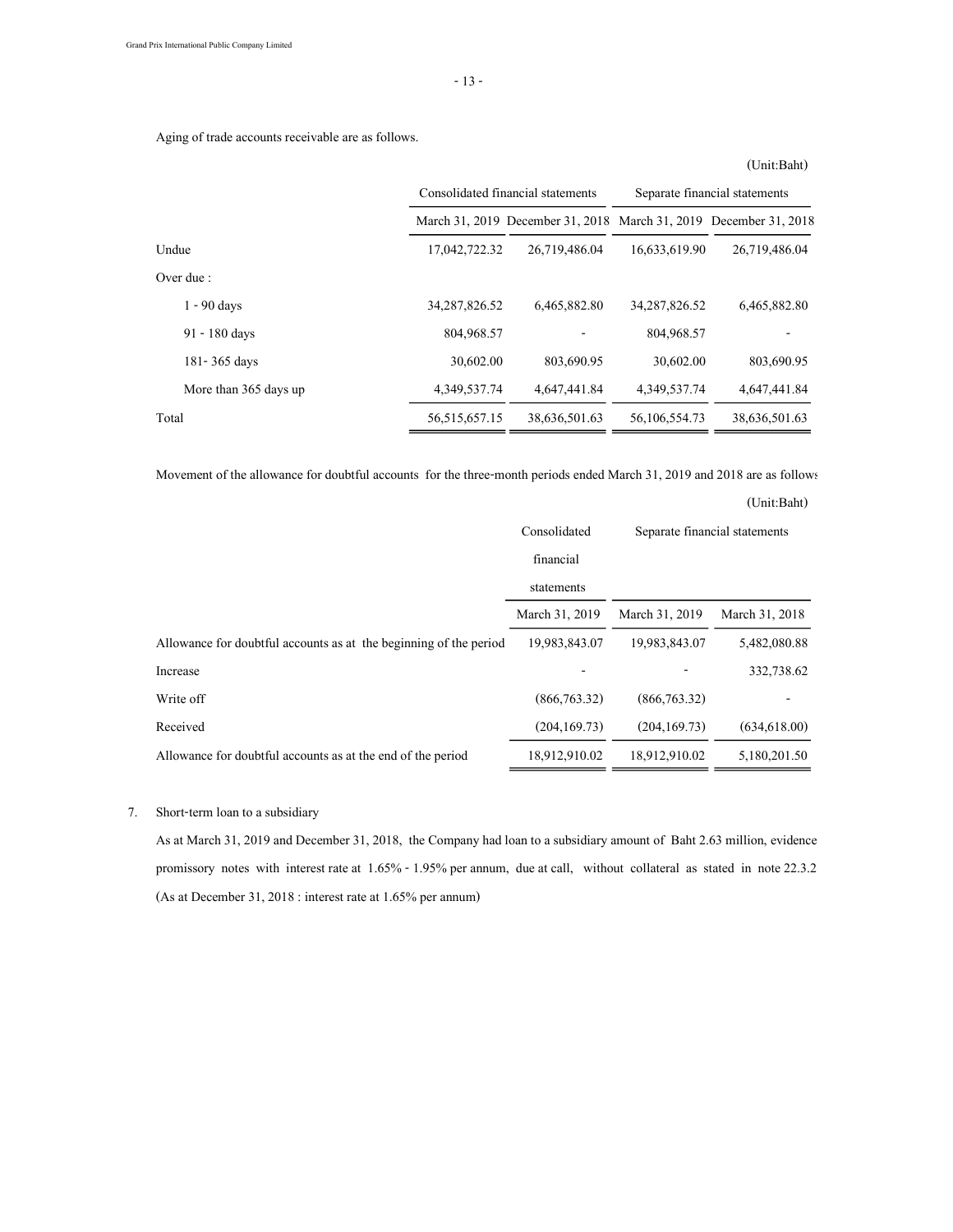Aging of trade accounts receivable are as follows.

(Unit:Baht)

| | Consolidated financial statements | | Separate financial statements | |
|---|---|---|---|---|
| | March 31, 2019 | December 31, 2018 | March 31, 2019 | December 31, 2018 |
| Undue | 17,042,722.32 | 26,719,486.04 | 16,633,619.90 | 26,719,486.04 |
| Over due : | | | | |
| 1 - 90 days | 34,287,826.52 | 6,465,882.80 | 34,287,826.52 | 6,465,882.80 |
| 91 - 180 days | 804,968.57 | - | 804,968.57 | - |
| 181- 365 days | 30,602.00 | 803,690.95 | 30,602.00 | 803,690.95 |
| More than 365 days up | 4,349,537.74 | 4,647,441.84 | 4,349,537.74 | 4,647,441.84 |
| Total | 56,515,657.15 | 38,636,501.63 | 56,106,554.73 | 38,636,501.63 |

Movement of the allowance for doubtful accounts for the three-month periods ended March 31, 2019 and 2018 are as follows

(Unit:Baht)

| | Consolidated financial statements | Separate financial statements | |
|---|---|---|---|
| | March 31, 2019 | March 31, 2019 | March 31, 2018 |
| Allowance for doubtful accounts as at the beginning of the period | 19,983,843.07 | 19,983,843.07 | 5,482,080.88 |
| Increase | - | - | 332,738.62 |
| Write off | (866,763.32) | (866,763.32) | - |
| Received | (204,169.73) | (204,169.73) | (634,618.00) |
| Allowance for doubtful accounts as at the end of the period | 18,912,910.02 | 18,912,910.02 | 5,180,201.50 |

7. Short-term loan to a subsidiary

As at March 31, 2019 and December 31, 2018, the Company had loan to a subsidiary amount of Baht 2.63 million, evidence promissory notes with interest rate at 1.65% - 1.95% per annum, due at call, without collateral as stated in note 22.3.2 (As at December 31, 2018 : interest rate at 1.65% per annum)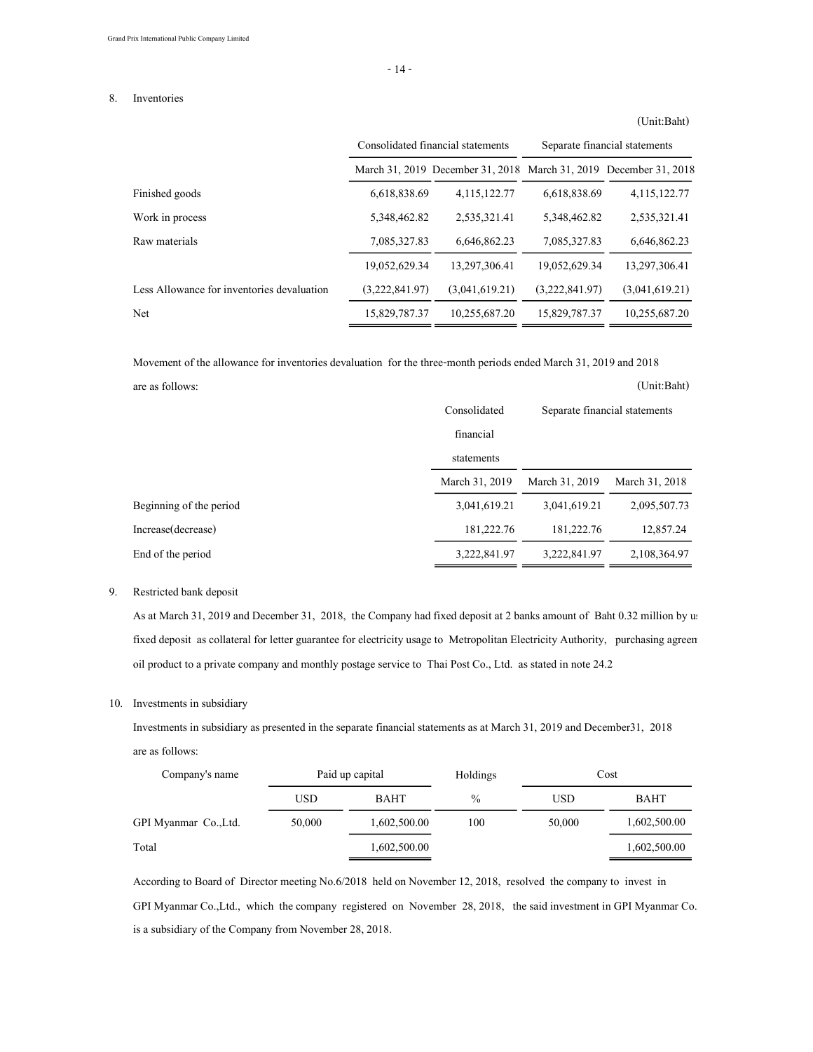## 8. Inventories

(Unit:Baht)

| | Consolidated financial statements | | Separate financial statements | |
|---|---|---|---|---|
| | March 31, 2019 | December 31, 2018 | March 31, 2019 | December 31, 2018 |
| Finished goods | 6,618,838.69 | 4,115,122.77 | 6,618,838.69 | 4,115,122.77 |
| Work in process | 5,348,462.82 | 2,535,321.41 | 5,348,462.82 | 2,535,321.41 |
| Raw materials | 7,085,327.83 | 6,646,862.23 | 7,085,327.83 | 6,646,862.23 |
| | 19,052,629.34 | 13,297,306.41 | 19,052,629.34 | 13,297,306.41 |
| Less Allowance for inventories devaluation | (3,222,841.97) | (3,041,619.21) | (3,222,841.97) | (3,041,619.21) |
| Net | 15,829,787.37 | 10,255,687.20 | 15,829,787.37 | 10,255,687.20 |

Movement of the allowance for inventories devaluation for the three-month periods ended March 31, 2019 and 2018 are as follows:

(Unit:Baht)

| | Consolidated financial statements | Separate financial statements | |
|---|---|---|---|
| | March 31, 2019 | March 31, 2019 | March 31, 2018 |
| Beginning of the period | 3,041,619.21 | 3,041,619.21 | 2,095,507.73 |
| Increase(decrease) | 181,222.76 | 181,222.76 | 12,857.24 |
| End of the period | 3,222,841.97 | 3,222,841.97 | 2,108,364.97 |

## 9. Restricted bank deposit

As at March 31, 2019 and December 31, 2018, the Company had fixed deposit at 2 banks amount of Baht 0.32 million by us fixed deposit as collateral for letter guarantee for electricity usage to Metropolitan Electricity Authority, purchasing agreem oil product to a private company and monthly postage service to Thai Post Co., Ltd. as stated in note 24.2

## 10. Investments in subsidiary

Investments in subsidiary as presented in the separate financial statements as at March 31, 2019 and December31, 2018 are as follows:

| Company's name | Paid up capital | | Holdings | Cost | |
|---|---|---|---|---|---|
| | USD | BAHT | % | USD | BAHT |
| GPI Myanmar Co.,Ltd. | 50,000 | 1,602,500.00 | 100 | 50,000 | 1,602,500.00 |
| Total | | 1,602,500.00 | | | 1,602,500.00 |

According to Board of Director meeting No.6/2018 held on November 12, 2018, resolved the company to invest in GPI Myanmar Co.,Ltd., which the company registered on November 28, 2018, the said investment in GPI Myanmar Co. is a subsidiary of the Company from November 28, 2018.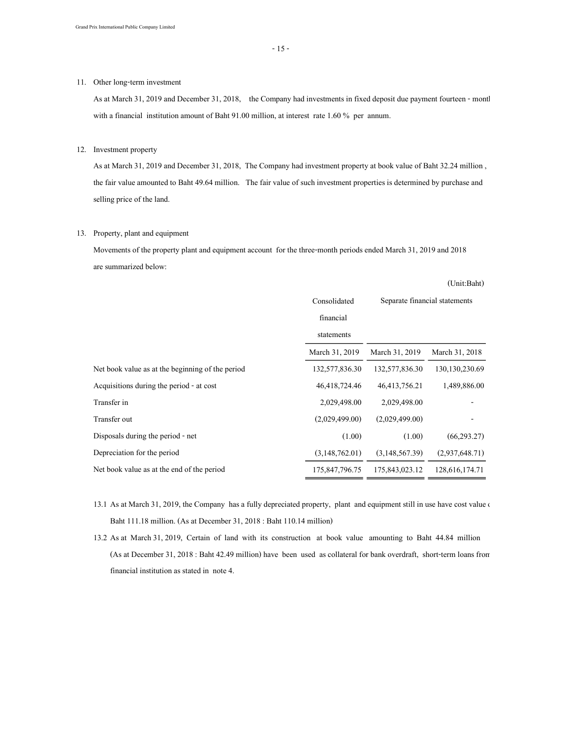## 11. Other long-term investment

As at March 31, 2019 and December 31, 2018, the Company had investments in fixed deposit due payment fourteen - montl with a financial institution amount of Baht 91.00 million, at interest rate 1.60 % per annum.

## 12. Investment property

As at March 31, 2019 and December 31, 2018, The Company had investment property at book value of Baht 32.24 million , the fair value amounted to Baht 49.64 million. The fair value of such investment properties is determined by purchase and selling price of the land.

## 13. Property, plant and equipment

Movements of the property plant and equipment account for the three-month periods ended March 31, 2019 and 2018 are summarized below:

(Unit:Baht)

| | Consolidated financial statements | Separate financial statements | |
|---|---|---|---|
| | March 31, 2019 | March 31, 2019 | March 31, 2018 |
| Net book value as at the beginning of the period | 132,577,836.30 | 132,577,836.30 | 130,130,230.69 |
| Acquisitions during the period - at cost | 46,418,724.46 | 46,413,756.21 | 1,489,886.00 |
| Transfer in | 2,029,498.00 | 2,029,498.00 | - |
| Transfer out | (2,029,499.00) | (2,029,499.00) | - |
| Disposals during the period - net | (1.00) | (1.00) | (66,293.27) |
| Depreciation for the period | (3,148,762.01) | (3,148,567.39) | (2,937,648.71) |
| Net book value as at the end of the period | 175,847,796.75 | 175,843,023.12 | 128,616,174.71 |

13.1 As at March 31, 2019, the Company has a fully depreciated property, plant and equipment still in use have cost value ( Baht 111.18 million. (As at December 31, 2018 : Baht 110.14 million)

13.2 As at March 31, 2019, Certain of land with its construction at book value amounting to Baht 44.84 million (As at December 31, 2018 : Baht 42.49 million) have been used as collateral for bank overdraft, short-term loans fror financial institution as stated in note 4.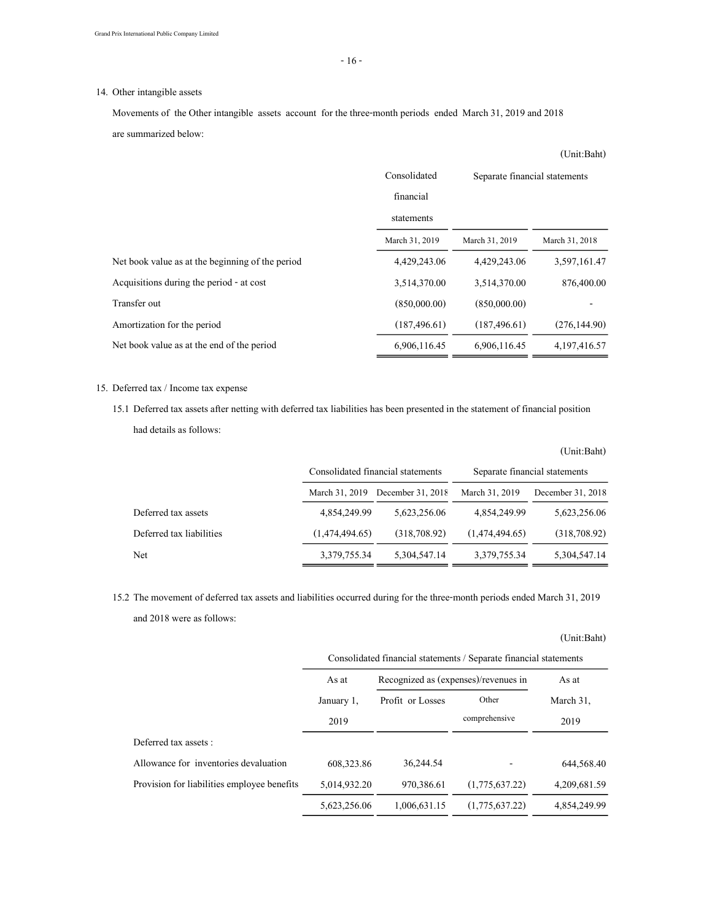## 14. Other intangible assets

Movements of the Other intangible assets account for the three-month periods ended March 31, 2019 and 2018 are summarized below:

(Unit:Baht)

| | Consolidated financial statements | Separate financial statements | |
|---|---|---|---|
| | March 31, 2019 | March 31, 2019 | March 31, 2018 |
| Net book value as at the beginning of the period | 4,429,243.06 | 4,429,243.06 | 3,597,161.47 |
| Acquisitions during the period - at cost | 3,514,370.00 | 3,514,370.00 | 876,400.00 |
| Transfer out | (850,000.00) | (850,000.00) | - |
| Amortization for the period | (187,496.61) | (187,496.61) | (276,144.90) |
| Net book value as at the end of the period | 6,906,116.45 | 6,906,116.45 | 4,197,416.57 |

## 15. Deferred tax / Income tax expense

15.1 Deferred tax assets after netting with deferred tax liabilities has been presented in the statement of financial position had details as follows:

(Unit:Baht)

| | Consolidated financial statements | | Separate financial statements | |
|---|---|---|---|---|
| | March 31, 2019 | December 31, 2018 | March 31, 2019 | December 31, 2018 |
| Deferred tax assets | 4,854,249.99 | 5,623,256.06 | 4,854,249.99 | 5,623,256.06 |
| Deferred tax liabilities | (1,474,494.65) | (318,708.92) | (1,474,494.65) | (318,708.92) |
| Net | 3,379,755.34 | 5,304,547.14 | 3,379,755.34 | 5,304,547.14 |

15.2 The movement of deferred tax assets and liabilities occurred during for the three-month periods ended March 31, 2019 and 2018 were as follows:

(Unit:Baht)

| | Consolidated financial statements / Separate financial statements | | | |
|---|---|---|---|---|
| | As at January 1, 2019 | Recognized as (expenses)/revenues in | | As at March 31, 2019 |
| | | Profit or Losses | Other comprehensive | |
| Deferred tax assets : | | | | |
| Allowance for inventories devaluation | 608,323.86 | 36,244.54 | - | 644,568.40 |
| Provision for liabilities employee benefits | 5,014,932.20 | 970,386.61 | (1,775,637.22) | 4,209,681.59 |
| | 5,623,256.06 | 1,006,631.15 | (1,775,637.22) | 4,854,249.99 |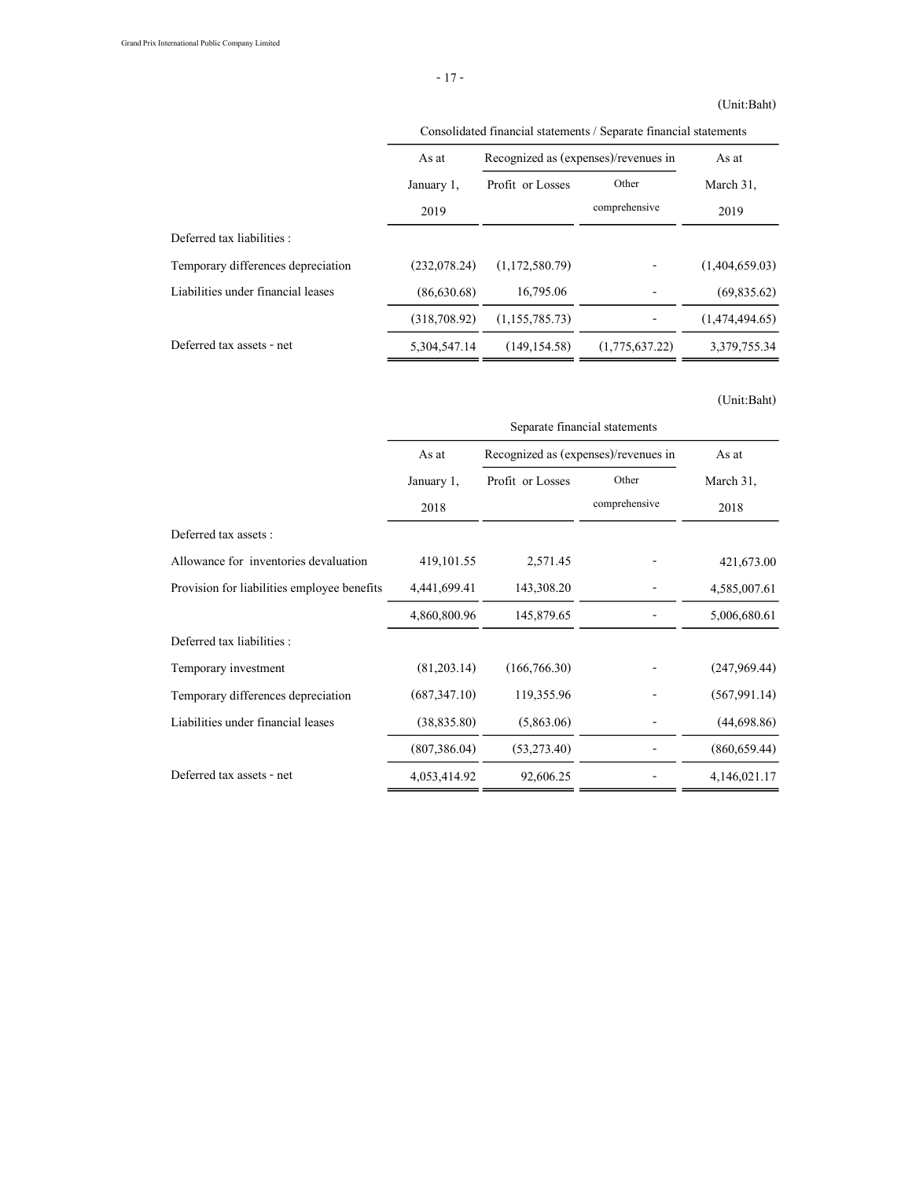(Unit:Baht)

| | Consolidated financial statements / Separate financial statements | | | |
|---|---|---|---|---|
| | As at | Recognized as (expenses)/revenues in | | As at |
| | January 1, 2019 | Profit or Losses | Other comprehensive | March 31, 2019 |
| Deferred tax liabilities : | | | | |
| Temporary differences depreciation | (232,078.24) | (1,172,580.79) | - | (1,404,659.03) |
| Liabilities under financial leases | (86,630.68) | 16,795.06 | - | (69,835.62) |
| | (318,708.92) | (1,155,785.73) | - | (1,474,494.65) |
| Deferred tax assets - net | 5,304,547.14 | (149,154.58) | (1,775,637.22) | 3,379,755.34 |

(Unit:Baht)

| | Separate financial statements | | | |
|---|---|---|---|---|
| | As at | Recognized as (expenses)/revenues in | | As at |
| | January 1, 2018 | Profit or Losses | Other comprehensive | March 31, 2018 |
| Deferred tax assets : | | | | |
| Allowance for inventories devaluation | 419,101.55 | 2,571.45 | - | 421,673.00 |
| Provision for liabilities employee benefits | 4,441,699.41 | 143,308.20 | - | 4,585,007.61 |
| | 4,860,800.96 | 145,879.65 | - | 5,006,680.61 |
| Deferred tax liabilities : | | | | |
| Temporary investment | (81,203.14) | (166,766.30) | - | (247,969.44) |
| Temporary differences depreciation | (687,347.10) | 119,355.96 | - | (567,991.14) |
| Liabilities under financial leases | (38,835.80) | (5,863.06) | - | (44,698.86) |
| | (807,386.04) | (53,273.40) | - | (860,659.44) |
| Deferred tax assets - net | 4,053,414.92 | 92,606.25 | - | 4,146,021.17 |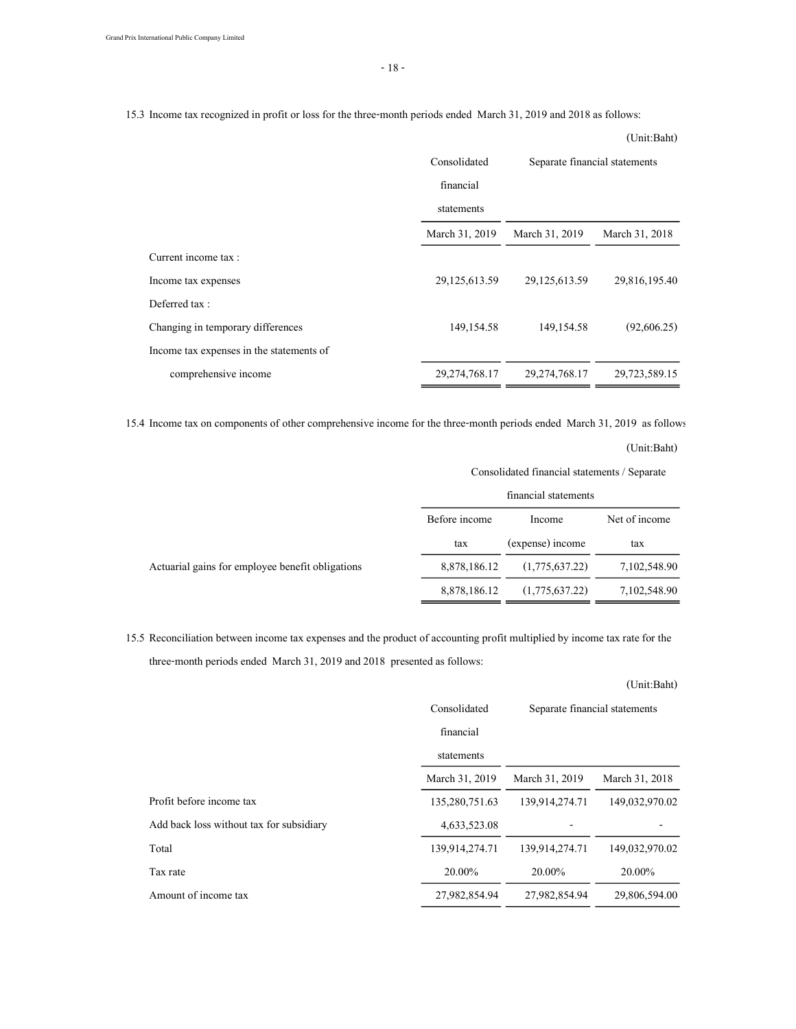15.3 Income tax recognized in profit or loss for the three-month periods ended March 31, 2019 and 2018 as follows:

(Unit:Baht)

| | Consolidated financial statements | Separate financial statements | |
|---|---|---|---|
| | March 31, 2019 | March 31, 2019 | March 31, 2018 |
| Current income tax : | | | |
| Income tax expenses | 29,125,613.59 | 29,125,613.59 | 29,816,195.40 |
| Deferred tax : | | | |
| Changing in temporary differences | 149,154.58 | 149,154.58 | (92,606.25) |
| Income tax expenses in the statements of comprehensive income | 29,274,768.17 | 29,274,768.17 | 29,723,589.15 |

15.4 Income tax on components of other comprehensive income for the three-month periods ended March 31, 2019 as follows

(Unit:Baht)

| | Consolidated financial statements / Separate financial statements | | |
|---|---|---|---|
| | Before income tax | Income (expense) income | Net of income tax |
| Actuarial gains for employee benefit obligations | 8,878,186.12 | (1,775,637.22) | 7,102,548.90 |
| | 8,878,186.12 | (1,775,637.22) | 7,102,548.90 |

15.5 Reconciliation between income tax expenses and the product of accounting profit multiplied by income tax rate for the three-month periods ended March 31, 2019 and 2018 presented as follows:

(Unit:Baht)

| | Consolidated financial statements | Separate financial statements | |
|---|---|---|---|
| | March 31, 2019 | March 31, 2019 | March 31, 2018 |
| Profit before income tax | 135,280,751.63 | 139,914,274.71 | 149,032,970.02 |
| Add back loss without tax for subsidiary | 4,633,523.08 | - | - |
| Total | 139,914,274.71 | 139,914,274.71 | 149,032,970.02 |
| Tax rate | 20.00% | 20.00% | 20.00% |
| Amount of income tax | 27,982,854.94 | 27,982,854.94 | 29,806,594.00 |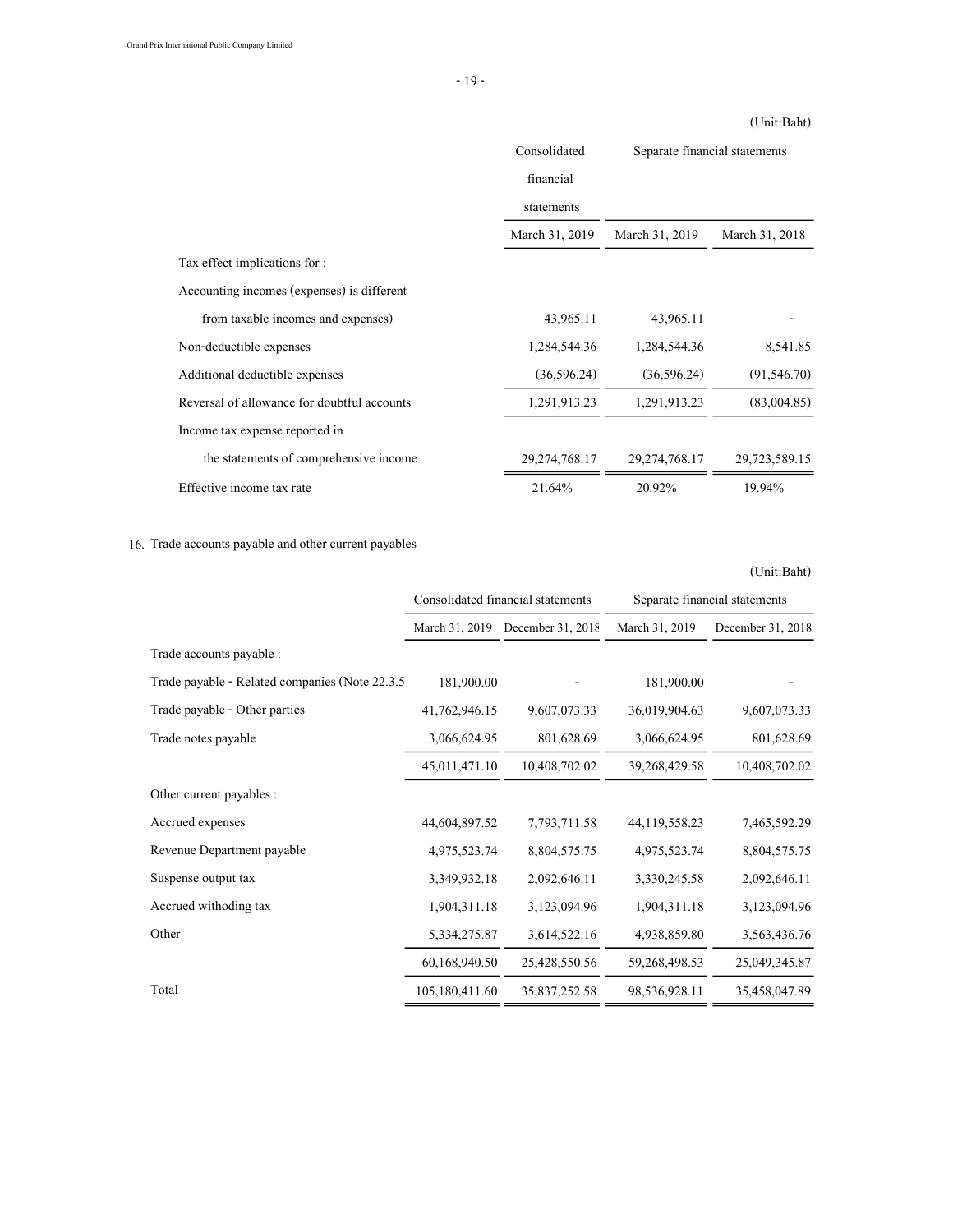(Unit:Baht)

| | Consolidated financial statements | Separate financial statements | |
|---|---|---|---|
| | March 31, 2019 | March 31, 2019 | March 31, 2018 |
| Tax effect implications for : | | | |
| Accounting incomes (expenses) is different | | | |
| from taxable incomes and expenses) | 43,965.11 | 43,965.11 | - |
| Non-deductible expenses | 1,284,544.36 | 1,284,544.36 | 8,541.85 |
| Additional deductible expenses | (36,596.24) | (36,596.24) | (91,546.70) |
| Reversal of allowance for doubtful accounts | 1,291,913.23 | 1,291,913.23 | (83,004.85) |
| Income tax expense reported in | | | |
| the statements of comprehensive income | 29,274,768.17 | 29,274,768.17 | 29,723,589.15 |
| Effective income tax rate | 21.64% | 20.92% | 19.94% |

16. Trade accounts payable and other current payables

(Unit:Baht)

| | Consolidated financial statements | | Separate financial statements | |
|---|---|---|---|---|
| | March 31, 2019 | December 31, 2018 | March 31, 2019 | December 31, 2018 |
| Trade accounts payable : | | | | |
| Trade payable - Related companies (Note 22.3.5 | 181,900.00 | - | 181,900.00 | - |
| Trade payable - Other parties | 41,762,946.15 | 9,607,073.33 | 36,019,904.63 | 9,607,073.33 |
| Trade notes payable | 3,066,624.95 | 801,628.69 | 3,066,624.95 | 801,628.69 |
| | 45,011,471.10 | 10,408,702.02 | 39,268,429.58 | 10,408,702.02 |
| Other current payables : | | | | |
| Accrued expenses | 44,604,897.52 | 7,793,711.58 | 44,119,558.23 | 7,465,592.29 |
| Revenue Department payable | 4,975,523.74 | 8,804,575.75 | 4,975,523.74 | 8,804,575.75 |
| Suspense output tax | 3,349,932.18 | 2,092,646.11 | 3,330,245.58 | 2,092,646.11 |
| Accrued withoding tax | 1,904,311.18 | 3,123,094.96 | 1,904,311.18 | 3,123,094.96 |
| Other | 5,334,275.87 | 3,614,522.16 | 4,938,859.80 | 3,563,436.76 |
| | 60,168,940.50 | 25,428,550.56 | 59,268,498.53 | 25,049,345.87 |
| Total | 105,180,411.60 | 35,837,252.58 | 98,536,928.11 | 35,458,047.89 |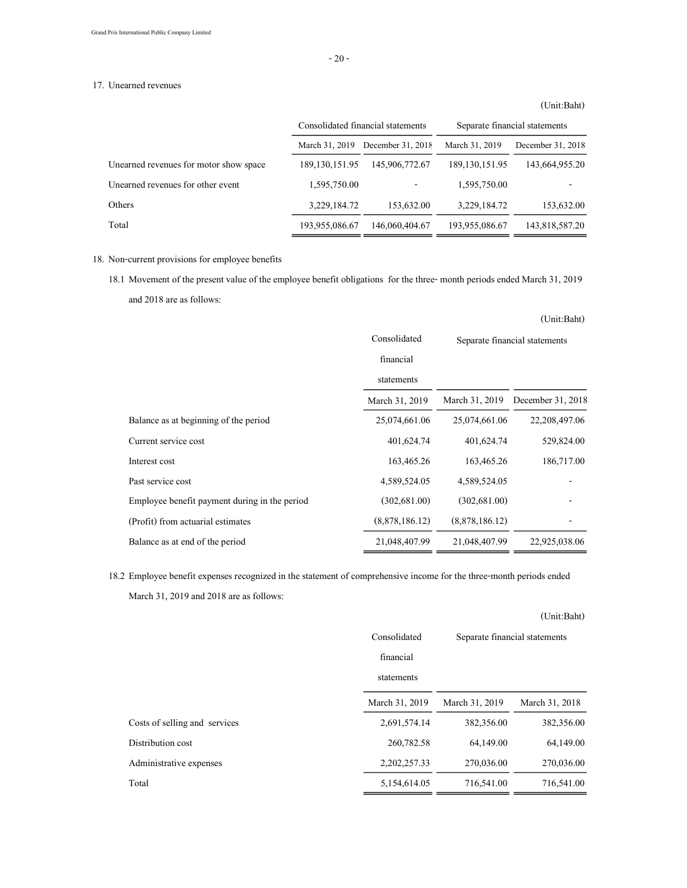17. Unearned revenues

(Unit:Baht)

| | Consolidated financial statements | | Separate financial statements | |
|---|---|---|---|---|
| | March 31, 2019 | December 31, 2018 | March 31, 2019 | December 31, 2018 |
| Unearned revenues for motor show space | 189,130,151.95 | 145,906,772.67 | 189,130,151.95 | 143,664,955.20 |
| Unearned revenues for other event | 1,595,750.00 | - | 1,595,750.00 | - |
| Others | 3,229,184.72 | 153,632.00 | 3,229,184.72 | 153,632.00 |
| Total | 193,955,086.67 | 146,060,404.67 | 193,955,086.67 | 143,818,587.20 |

18. Non-current provisions for employee benefits

18.1 Movement of the present value of the employee benefit obligations for the three- month periods ended March 31, 2019 and 2018 are as follows:

(Unit:Baht)

| | Consolidated financial statements | Separate financial statements | |
|---|---|---|---|
| | March 31, 2019 | March 31, 2019 | December 31, 2018 |
| Balance as at beginning of the period | 25,074,661.06 | 25,074,661.06 | 22,208,497.06 |
| Current service cost | 401,624.74 | 401,624.74 | 529,824.00 |
| Interest cost | 163,465.26 | 163,465.26 | 186,717.00 |
| Past service cost | 4,589,524.05 | 4,589,524.05 | - |
| Employee benefit payment during in the period | (302,681.00) | (302,681.00) | - |
| (Profit) from actuarial estimates | (8,878,186.12) | (8,878,186.12) | - |
| Balance as at end of the period | 21,048,407.99 | 21,048,407.99 | 22,925,038.06 |

18.2 Employee benefit expenses recognized in the statement of comprehensive income for the three-month periods ended March 31, 2019 and 2018 are as follows:

(Unit:Baht)

| | Consolidated financial statements | Separate financial statements | |
|---|---|---|---|
| | March 31, 2019 | March 31, 2019 | March 31, 2018 |
| Costs of selling and services | 2,691,574.14 | 382,356.00 | 382,356.00 |
| Distribution cost | 260,782.58 | 64,149.00 | 64,149.00 |
| Administrative expenses | 2,202,257.33 | 270,036.00 | 270,036.00 |
| Total | 5,154,614.05 | 716,541.00 | 716,541.00 |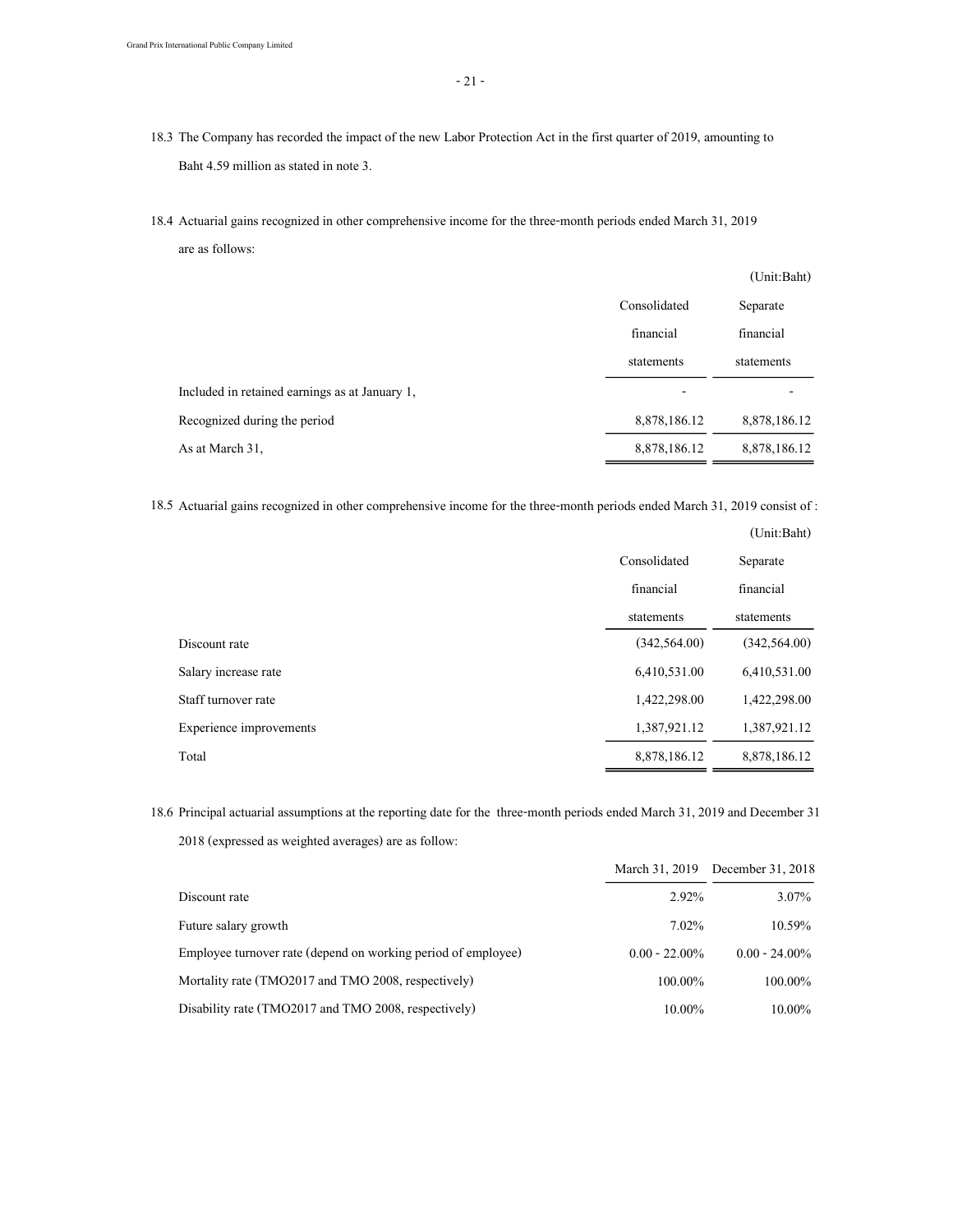18.3 The Company has recorded the impact of the new Labor Protection Act in the first quarter of 2019, amounting to Baht 4.59 million as stated in note 3.

18.4 Actuarial gains recognized in other comprehensive income for the three-month periods ended March 31, 2019 are as follows:

(Unit:Baht)

| | Consolidated financial statements | Separate financial statements |
|---|---|---|
| Included in retained earnings as at January 1, | - | - |
| Recognized during the period | 8,878,186.12 | 8,878,186.12 |
| As at March 31, | 8,878,186.12 | 8,878,186.12 |

18.5 Actuarial gains recognized in other comprehensive income for the three-month periods ended March 31, 2019 consist of :

(Unit:Baht)

| | Consolidated financial statements | Separate financial statements |
|---|---|---|
| Discount rate | (342,564.00) | (342,564.00) |
| Salary increase rate | 6,410,531.00 | 6,410,531.00 |
| Staff turnover rate | 1,422,298.00 | 1,422,298.00 |
| Experience improvements | 1,387,921.12 | 1,387,921.12 |
| Total | 8,878,186.12 | 8,878,186.12 |

18.6 Principal actuarial assumptions at the reporting date for the three-month periods ended March 31, 2019 and December 31 2018 (expressed as weighted averages) are as follow:

| | March 31, 2019 | December 31, 2018 |
|---|---|---|
| Discount rate | 2.92% | 3.07% |
| Future salary growth | 7.02% | 10.59% |
| Employee turnover rate (depend on working period of employee) | 0.00 - 22.00% | 0.00 - 24.00% |
| Mortality rate (TMO2017 and TMO 2008, respectively) | 100.00% | 100.00% |
| Disability rate (TMO2017 and TMO 2008, respectively) | 10.00% | 10.00% |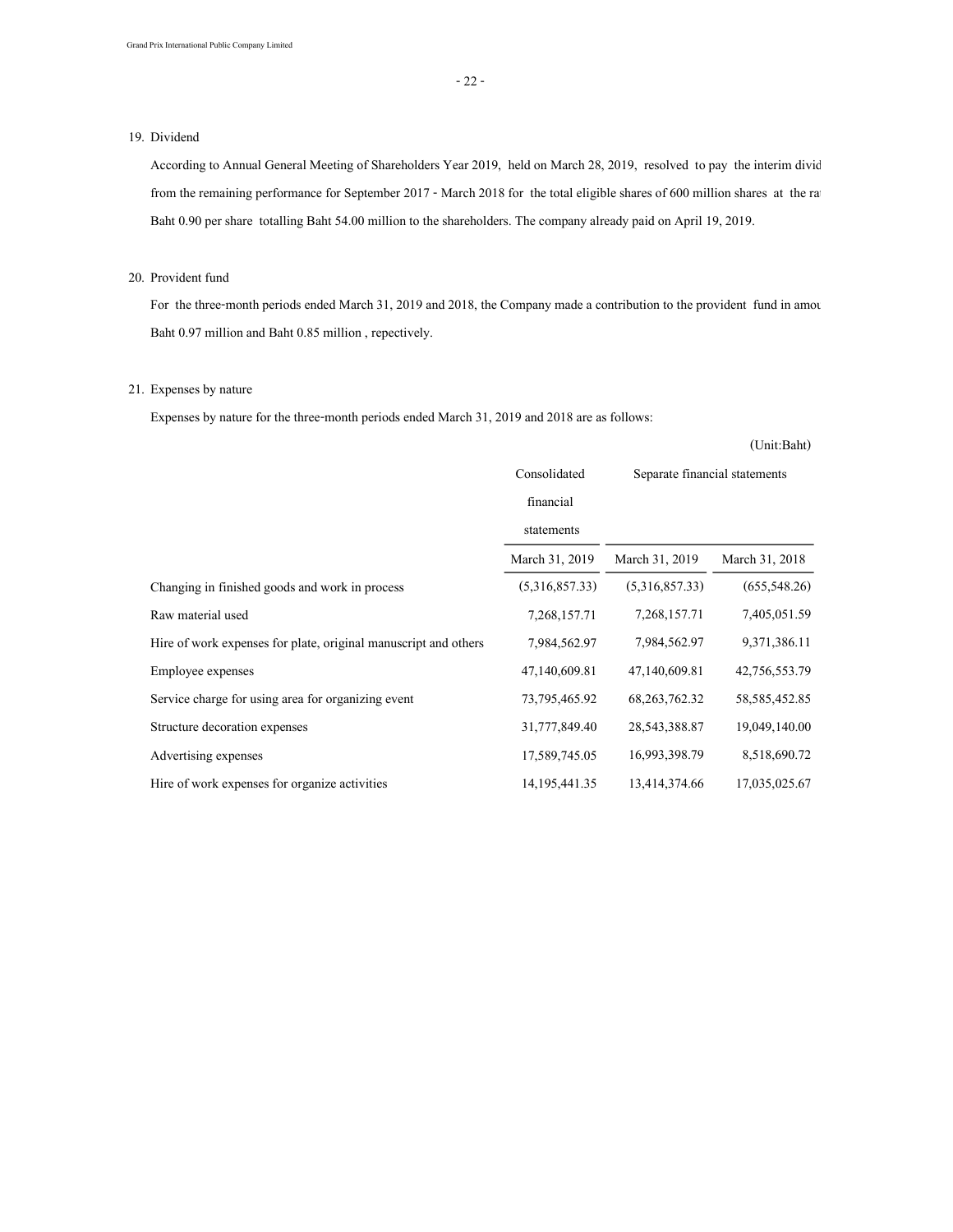19. Dividend

According to Annual General Meeting of Shareholders Year 2019, held on March 28, 2019, resolved to pay the interim divid from the remaining performance for September 2017 - March 2018 for the total eligible shares of 600 million shares at the ra Baht 0.90 per share totalling Baht 54.00 million to the shareholders. The company already paid on April 19, 2019.

20. Provident fund

For the three-month periods ended March 31, 2019 and 2018, the Company made a contribution to the provident fund in amou Baht 0.97 million and Baht 0.85 million , repectively.

21. Expenses by nature

Expenses by nature for the three-month periods ended March 31, 2019 and 2018 are as follows:

(Unit:Baht)

| | Consolidated financial statements | Separate financial statements | |
|---|---|---|---|
| | March 31, 2019 | March 31, 2019 | March 31, 2018 |
| Changing in finished goods and work in process | (5,316,857.33) | (5,316,857.33) | (655,548.26) |
| Raw material used | 7,268,157.71 | 7,268,157.71 | 7,405,051.59 |
| Hire of work expenses for plate, original manuscript and others | 7,984,562.97 | 7,984,562.97 | 9,371,386.11 |
| Employee expenses | 47,140,609.81 | 47,140,609.81 | 42,756,553.79 |
| Service charge for using area for organizing event | 73,795,465.92 | 68,263,762.32 | 58,585,452.85 |
| Structure decoration expenses | 31,777,849.40 | 28,543,388.87 | 19,049,140.00 |
| Advertising expenses | 17,589,745.05 | 16,993,398.79 | 8,518,690.72 |
| Hire of work expenses for organize activities | 14,195,441.35 | 13,414,374.66 | 17,035,025.67 |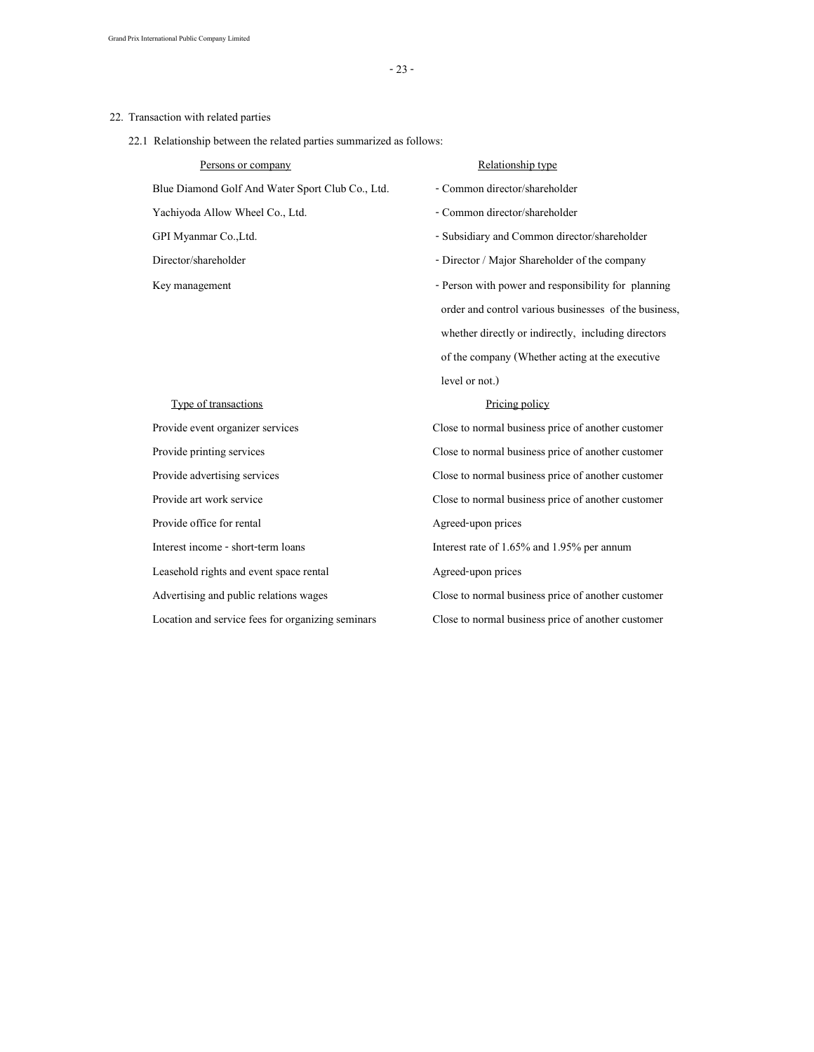22. Transaction with related parties

22.1 Relationship between the related parties summarized as follows:

| Persons or company | Relationship type |
|---|---|
| Blue Diamond Golf And Water Sport Club Co., Ltd. | - Common director/shareholder |
| Yachiyoda Allow Wheel Co., Ltd. | - Common director/shareholder |
| GPI Myanmar Co.,Ltd. | - Subsidiary and Common director/shareholder |
| Director/shareholder | - Director / Major Shareholder of the company |
| Key management | - Person with power and responsibility for planning order and control various businesses of the business, whether directly or indirectly, including directors of the company (Whether acting at the executive level or not.) |

| Type of transactions | Pricing policy |
|---|---|
| Provide event organizer services | Close to normal business price of another customer |
| Provide printing services | Close to normal business price of another customer |
| Provide advertising services | Close to normal business price of another customer |
| Provide art work service | Close to normal business price of another customer |
| Provide office for rental | Agreed-upon prices |
| Interest income - short-term loans | Interest rate of 1.65% and 1.95% per annum |
| Leasehold rights and event space rental | Agreed-upon prices |
| Advertising and public relations wages | Close to normal business price of another customer |
| Location and service fees for organizing seminars | Close to normal business price of another customer |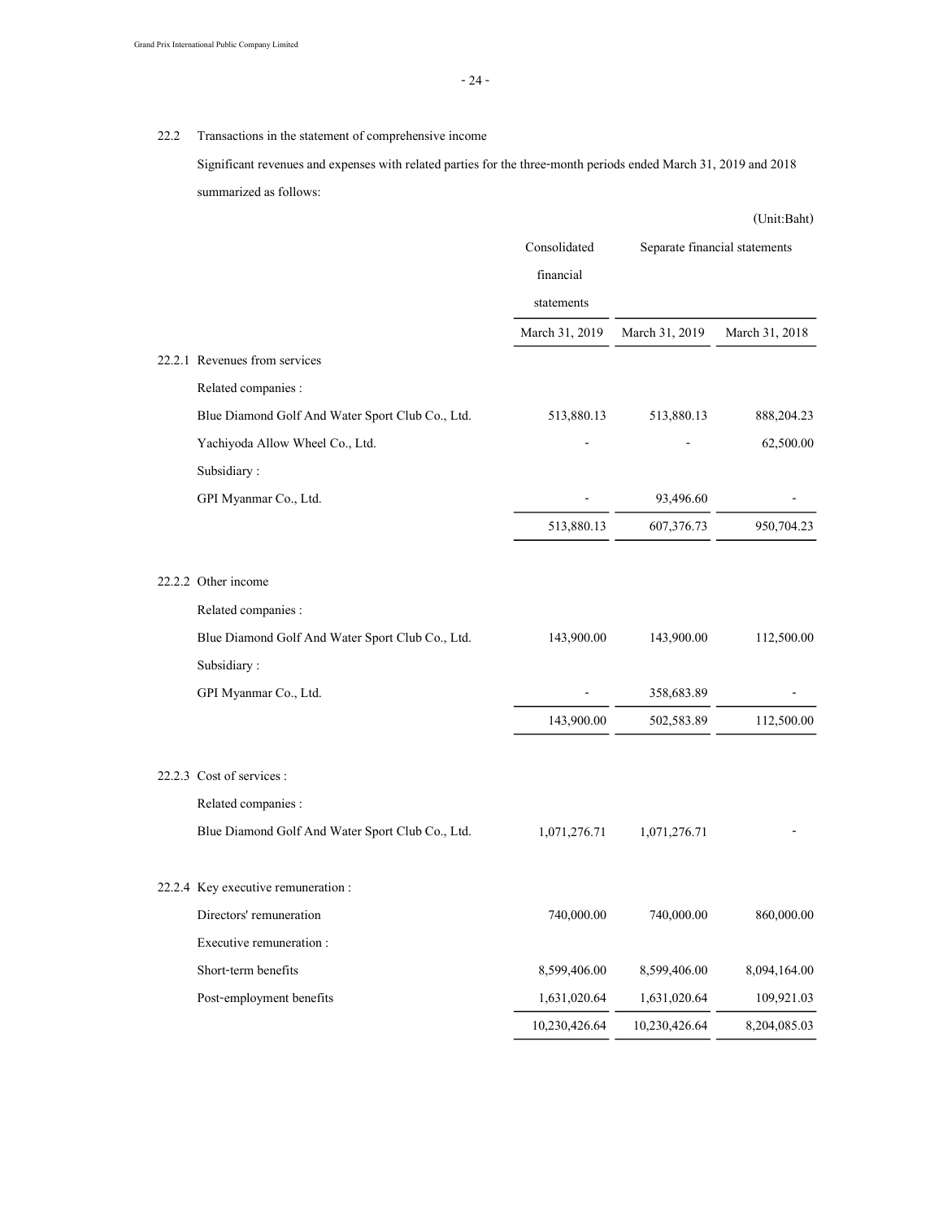22.2 Transactions in the statement of comprehensive income

Significant revenues and expenses with related parties for the three-month periods ended March 31, 2019 and 2018 summarized as follows:

(Unit:Baht)

| | Consolidated financial statements | Separate financial statements | |
|---|---|---|---|
| | March 31, 2019 | March 31, 2019 | March 31, 2018 |
| **22.2.1 Revenues from services** | | | |
| Related companies : | | | |
| Blue Diamond Golf And Water Sport Club Co., Ltd. | 513,880.13 | 513,880.13 | 888,204.23 |
| Yachiyoda Allow Wheel Co., Ltd. | - | - | 62,500.00 |
| Subsidiary : | | | |
| GPI Myanmar Co., Ltd. | - | 93,496.60 | - |
| | 513,880.13 | 607,376.73 | 950,704.23 |
| **22.2.2 Other income** | | | |
| Related companies : | | | |
| Blue Diamond Golf And Water Sport Club Co., Ltd. | 143,900.00 | 143,900.00 | 112,500.00 |
| Subsidiary : | | | |
| GPI Myanmar Co., Ltd. | - | 358,683.89 | - |
| | 143,900.00 | 502,583.89 | 112,500.00 |
| **22.2.3 Cost of services :** | | | |
| Related companies : | | | |
| Blue Diamond Golf And Water Sport Club Co., Ltd. | 1,071,276.71 | 1,071,276.71 | - |
| **22.2.4 Key executive remuneration :** | | | |
| Directors' remuneration | 740,000.00 | 740,000.00 | 860,000.00 |
| Executive remuneration : | | | |
| Short-term benefits | 8,599,406.00 | 8,599,406.00 | 8,094,164.00 |
| Post-employment benefits | 1,631,020.64 | 1,631,020.64 | 109,921.03 |
| | 10,230,426.64 | 10,230,426.64 | 8,204,085.03 |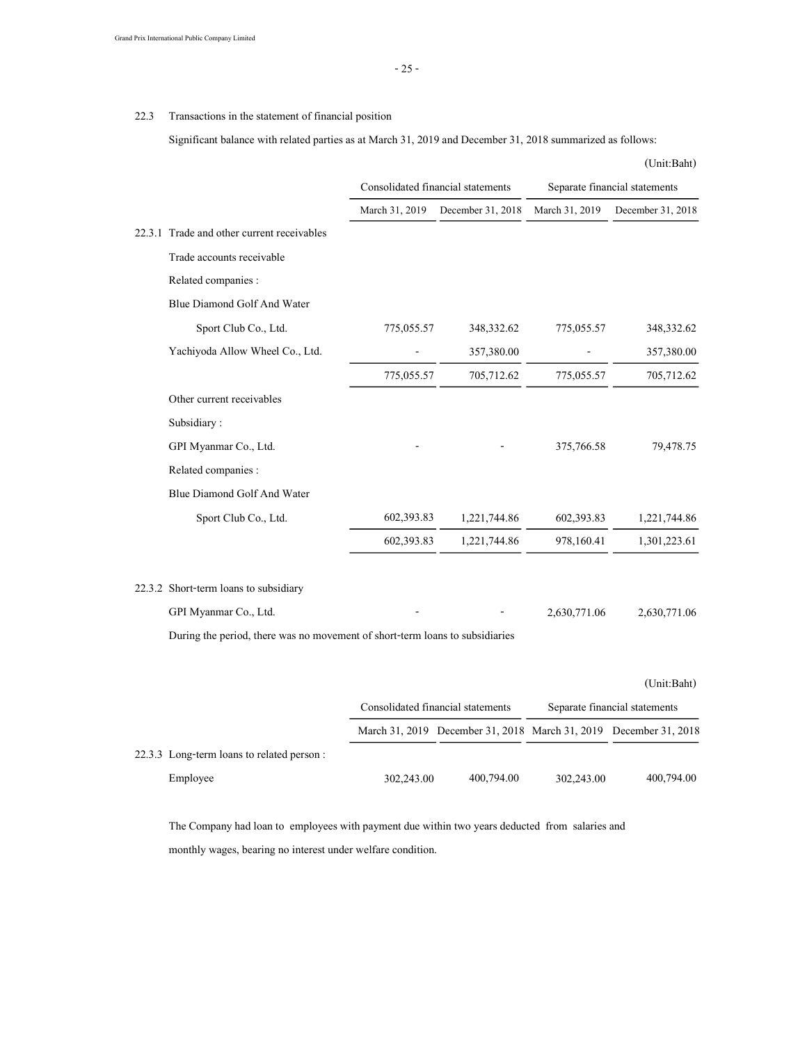22.3 Transactions in the statement of financial position

Significant balance with related parties as at March 31, 2019 and December 31, 2018 summarized as follows:

(Unit:Baht)

| | Consolidated financial statements | | Separate financial statements | |
|---|---|---|---|---|
| | March 31, 2019 | December 31, 2018 | March 31, 2019 | December 31, 2018 |
| 22.3.1 Trade and other current receivables | | | | |
| Trade accounts receivable | | | | |
| Related companies : | | | | |
| Blue Diamond Golf And Water Sport Club Co., Ltd. | 775,055.57 | 348,332.62 | 775,055.57 | 348,332.62 |
| Yachiyoda Allow Wheel Co., Ltd. | - | 357,380.00 | - | 357,380.00 |
| | 775,055.57 | 705,712.62 | 775,055.57 | 705,712.62 |
| Other current receivables | | | | |
| Subsidiary : | | | | |
| GPI Myanmar Co., Ltd. | - | - | 375,766.58 | 79,478.75 |
| Related companies : | | | | |
| Blue Diamond Golf And Water Sport Club Co., Ltd. | 602,393.83 | 1,221,744.86 | 602,393.83 | 1,221,744.86 |
| | 602,393.83 | 1,221,744.86 | 978,160.41 | 1,301,223.61 |
| 22.3.2 Short-term loans to subsidiary | | | | |
| GPI Myanmar Co., Ltd. | - | - | 2,630,771.06 | 2,630,771.06 |

During the period, there was no movement of short-term loans to subsidiaries

(Unit:Baht)

| | Consolidated financial statements | | Separate financial statements | |
|---|---|---|---|---|
| | March 31, 2019 | December 31, 2018 | March 31, 2019 | December 31, 2018 |
| 22.3.3 Long-term loans to related person : | | | | |
| Employee | 302,243.00 | 400,794.00 | 302,243.00 | 400,794.00 |

The Company had loan to employees with payment due within two years deducted from salaries and monthly wages, bearing no interest under welfare condition.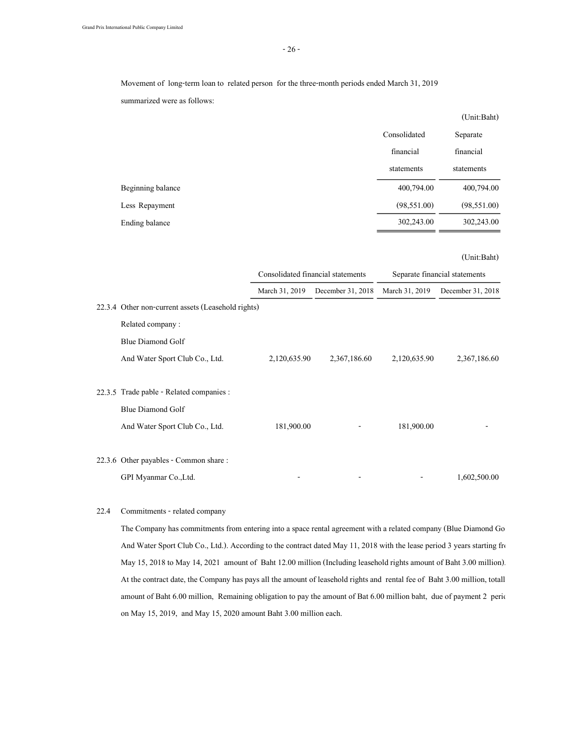Movement of long-term loan to related person for the three-month periods ended March 31, 2019 summarized were as follows:

(Unit:Baht)

| | Consolidated financial statements | Separate financial statements |
|---|---|---|
| Beginning balance | 400,794.00 | 400,794.00 |
| Less Repayment | (98,551.00) | (98,551.00) |
| Ending balance | 302,243.00 | 302,243.00 |

(Unit:Baht)

| | Consolidated financial statements | | Separate financial statements | |
|---|---|---|---|---|
| | March 31, 2019 | December 31, 2018 | March 31, 2019 | December 31, 2018 |
| 22.3.4 Other non-current assets (Leasehold rights) | | | | |
| Related company : | | | | |
| Blue Diamond Golf And Water Sport Club Co., Ltd. | 2,120,635.90 | 2,367,186.60 | 2,120,635.90 | 2,367,186.60 |
| 22.3.5 Trade pable - Related companies : | | | | |
| Blue Diamond Golf And Water Sport Club Co., Ltd. | 181,900.00 | - | 181,900.00 | - |
| 22.3.6 Other payables - Common share : | | | | |
| GPI Myanmar Co.,Ltd. | - | - | - | 1,602,500.00 |

22.4 Commitments - related company

The Company has commitments from entering into a space rental agreement with a related company (Blue Diamond Go And Water Sport Club Co., Ltd.). According to the contract dated May 11, 2018 with the lease period 3 years starting fr May 15, 2018 to May 14, 2021 amount of Baht 12.00 million (Including leasehold rights amount of Baht 3.00 million). At the contract date, the Company has pays all the amount of leasehold rights and rental fee of Baht 3.00 million, totall amount of Baht 6.00 million, Remaining obligation to pay the amount of Bat 6.00 million baht, due of payment 2 peri on May 15, 2019, and May 15, 2020 amount Baht 3.00 million each.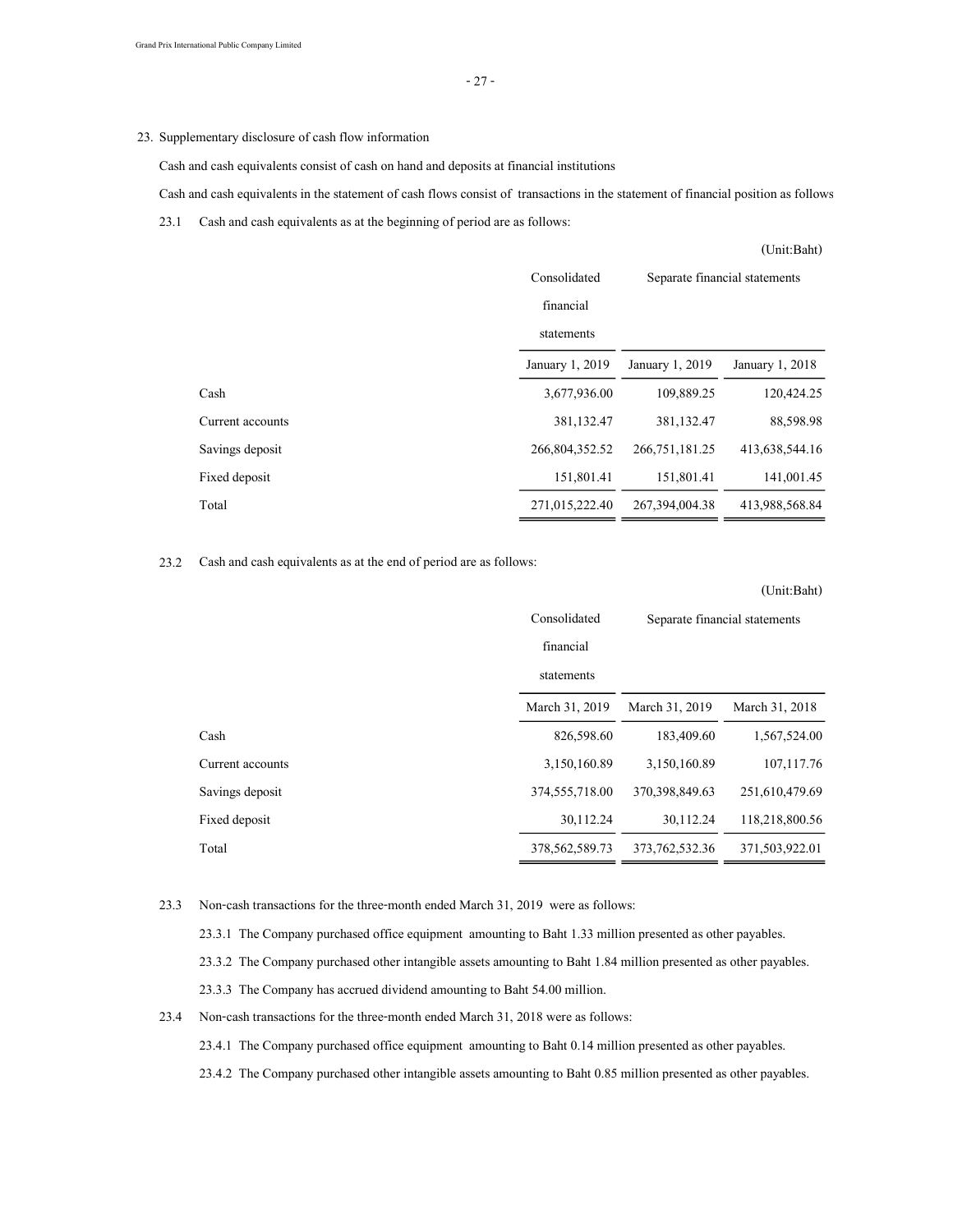## 23. Supplementary disclosure of cash flow information

Cash and cash equivalents consist of cash on hand and deposits at financial institutions

Cash and cash equivalents in the statement of cash flows consist of transactions in the statement of financial position as follows

23.1 Cash and cash equivalents as at the beginning of period are as follows:

(Unit:Baht)

| | Consolidated financial statements | Separate financial statements | |
|---|---|---|---|
| | January 1, 2019 | January 1, 2019 | January 1, 2018 |
| Cash | 3,677,936.00 | 109,889.25 | 120,424.25 |
| Current accounts | 381,132.47 | 381,132.47 | 88,598.98 |
| Savings deposit | 266,804,352.52 | 266,751,181.25 | 413,638,544.16 |
| Fixed deposit | 151,801.41 | 151,801.41 | 141,001.45 |
| Total | 271,015,222.40 | 267,394,004.38 | 413,988,568.84 |

23.2 Cash and cash equivalents as at the end of period are as follows:

(Unit:Baht)

| | Consolidated financial statements | Separate financial statements | |
|---|---|---|---|
| | March 31, 2019 | March 31, 2019 | March 31, 2018 |
| Cash | 826,598.60 | 183,409.60 | 1,567,524.00 |
| Current accounts | 3,150,160.89 | 3,150,160.89 | 107,117.76 |
| Savings deposit | 374,555,718.00 | 370,398,849.63 | 251,610,479.69 |
| Fixed deposit | 30,112.24 | 30,112.24 | 118,218,800.56 |
| Total | 378,562,589.73 | 373,762,532.36 | 371,503,922.01 |

23.3 Non-cash transactions for the three-month ended March 31, 2019 were as follows:

23.3.1 The Company purchased office equipment amounting to Baht 1.33 million presented as other payables.

23.3.2 The Company purchased other intangible assets amounting to Baht 1.84 million presented as other payables.

23.3.3 The Company has accrued dividend amounting to Baht 54.00 million.

23.4 Non-cash transactions for the three-month ended March 31, 2018 were as follows:

23.4.1 The Company purchased office equipment amounting to Baht 0.14 million presented as other payables.

23.4.2 The Company purchased other intangible assets amounting to Baht 0.85 million presented as other payables.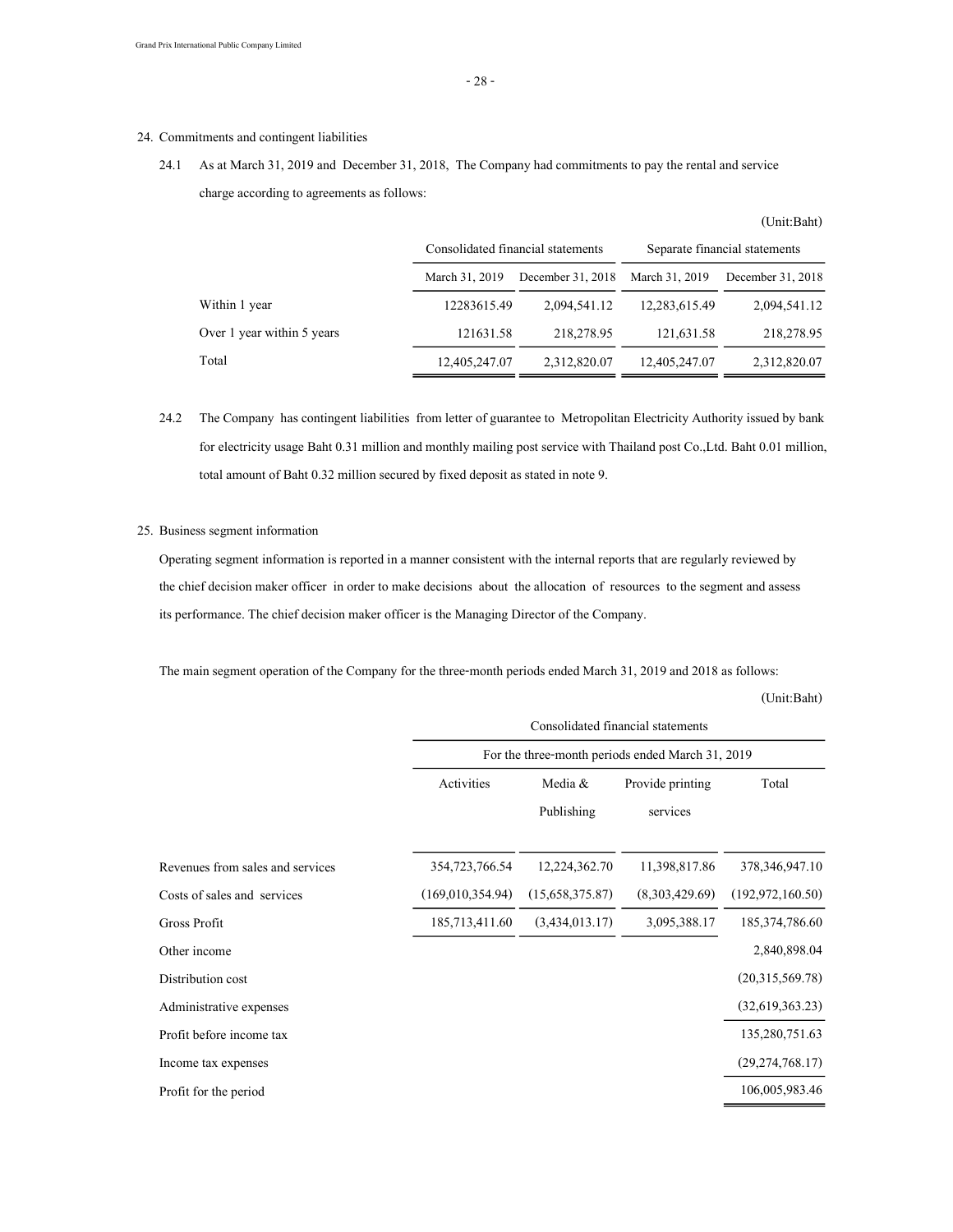## 24. Commitments and contingent liabilities

24.1 As at March 31, 2019 and December 31, 2018, The Company had commitments to pay the rental and service charge according to agreements as follows:

(Unit:Baht)

| | Consolidated financial statements | | Separate financial statements | |
|---|---|---|---|---|
| | March 31, 2019 | December 31, 2018 | March 31, 2019 | December 31, 2018 |
| Within 1 year | 12283615.49 | 2,094,541.12 | 12,283,615.49 | 2,094,541.12 |
| Over 1 year within 5 years | 121631.58 | 218,278.95 | 121,631.58 | 218,278.95 |
| Total | 12,405,247.07 | 2,312,820.07 | 12,405,247.07 | 2,312,820.07 |

24.2 The Company has contingent liabilities from letter of guarantee to Metropolitan Electricity Authority issued by bank for electricity usage Baht 0.31 million and monthly mailing post service with Thailand post Co.,Ltd. Baht 0.01 million, total amount of Baht 0.32 million secured by fixed deposit as stated in note 9.

## 25. Business segment information

Operating segment information is reported in a manner consistent with the internal reports that are regularly reviewed by the chief decision maker officer in order to make decisions about the allocation of resources to the segment and assess its performance. The chief decision maker officer is the Managing Director of the Company.

The main segment operation of the Company for the three-month periods ended March 31, 2019 and 2018 as follows:

(Unit:Baht)

| | Consolidated financial statements | | | |
|---|---|---|---|---|
| | For the three-month periods ended March 31, 2019 | | | |
| | Activities | Media & Publishing | Provide printing services | Total |
| Revenues from sales and services | 354,723,766.54 | 12,224,362.70 | 11,398,817.86 | 378,346,947.10 |
| Costs of sales and services | (169,010,354.94) | (15,658,375.87) | (8,303,429.69) | (192,972,160.50) |
| Gross Profit | 185,713,411.60 | (3,434,013.17) | 3,095,388.17 | 185,374,786.60 |
| Other income | | | | 2,840,898.04 |
| Distribution cost | | | | (20,315,569.78) |
| Administrative expenses | | | | (32,619,363.23) |
| Profit before income tax | | | | 135,280,751.63 |
| Income tax expenses | | | | (29,274,768.17) |
| Profit for the period | | | | 106,005,983.46 |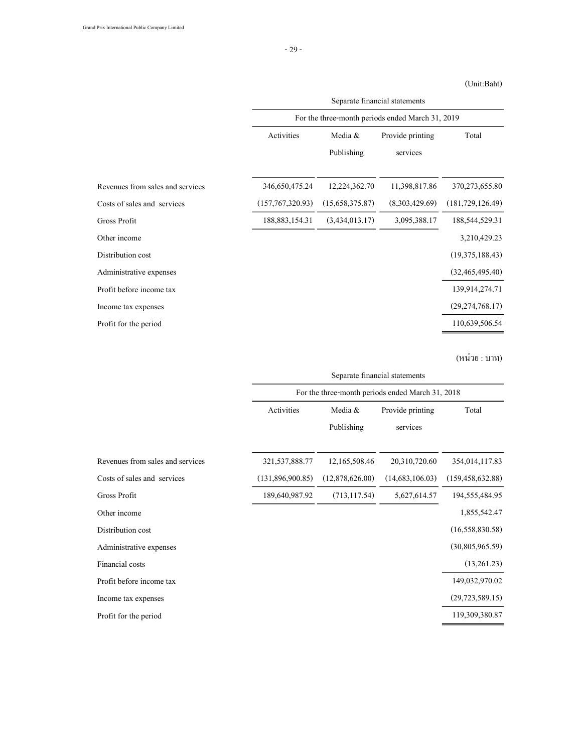(Unit:Baht)

| | Separate financial statements | | | |
|---|---|---|---|---|
| | For the three-month periods ended March 31, 2019 | | | |
| | Activities | Media & Publishing | Provide printing services | Total |
| Revenues from sales and services | 346,650,475.24 | 12,224,362.70 | 11,398,817.86 | 370,273,655.80 |
| Costs of sales and services | (157,767,320.93) | (15,658,375.87) | (8,303,429.69) | (181,729,126.49) |
| Gross Profit | 188,883,154.31 | (3,434,013.17) | 3,095,388.17 | 188,544,529.31 |
| Other income | | | | 3,210,429.23 |
| Distribution cost | | | | (19,375,188.43) |
| Administrative expenses | | | | (32,465,495.40) |
| Profit before income tax | | | | 139,914,274.71 |
| Income tax expenses | | | | (29,274,768.17) |
| Profit for the period | | | | 110,639,506.54 |

(หน่วย : บาท)

| | Separate financial statements | | | |
|---|---|---|---|---|
| | For the three-month periods ended March 31, 2018 | | | |
| | Activities | Media & Publishing | Provide printing services | Total |
| Revenues from sales and services | 321,537,888.77 | 12,165,508.46 | 20,310,720.60 | 354,014,117.83 |
| Costs of sales and services | (131,896,900.85) | (12,878,626.00) | (14,683,106.03) | (159,458,632.88) |
| Gross Profit | 189,640,987.92 | (713,117.54) | 5,627,614.57 | 194,555,484.95 |
| Other income | | | | 1,855,542.47 |
| Distribution cost | | | | (16,558,830.58) |
| Administrative expenses | | | | (30,805,965.59) |
| Financial costs | | | | (13,261.23) |
| Profit before income tax | | | | 149,032,970.02 |
| Income tax expenses | | | | (29,723,589.15) |
| Profit for the period | | | | 119,309,380.87 |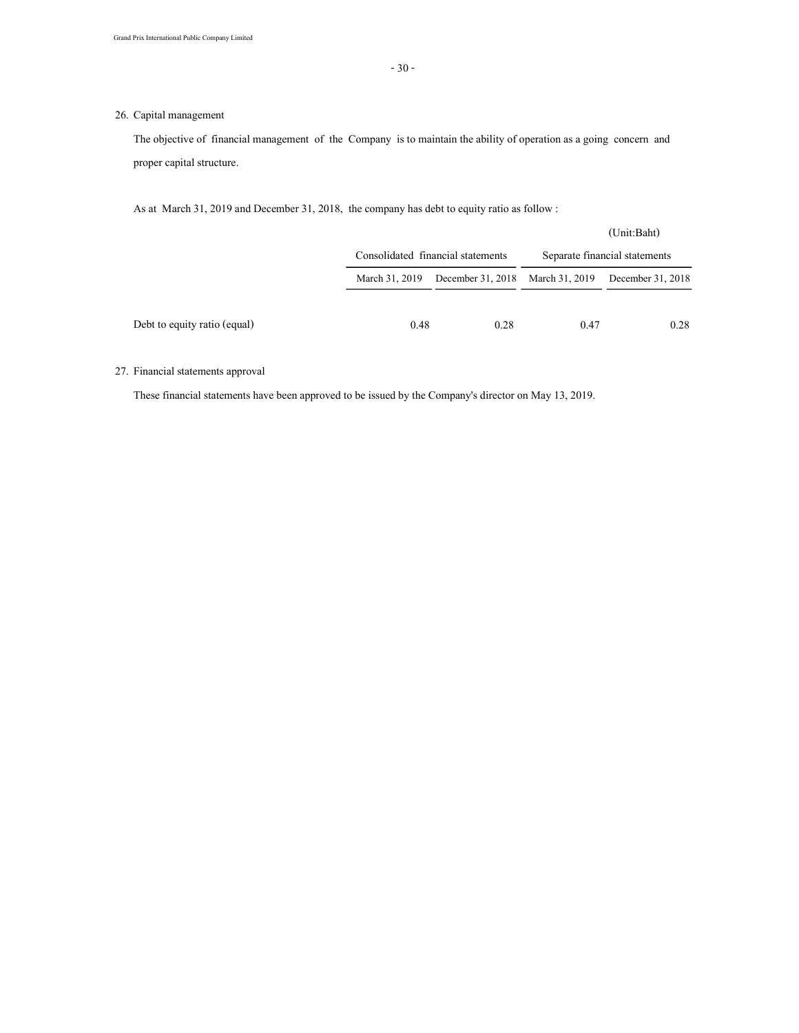26. Capital management

The objective of financial management of the Company is to maintain the ability of operation as a going concern and proper capital structure.

As at March 31, 2019 and December 31, 2018, the company has debt to equity ratio as follow :

(Unit:Baht)

| | Consolidated financial statements | | Separate financial statements | |
|---|---|---|---|---|
| | March 31, 2019 | December 31, 2018 | March 31, 2019 | December 31, 2018 |
| Debt to equity ratio (equal) | 0.48 | 0.28 | 0.47 | 0.28 |

27. Financial statements approval

These financial statements have been approved to be issued by the Company's director on May 13, 2019.